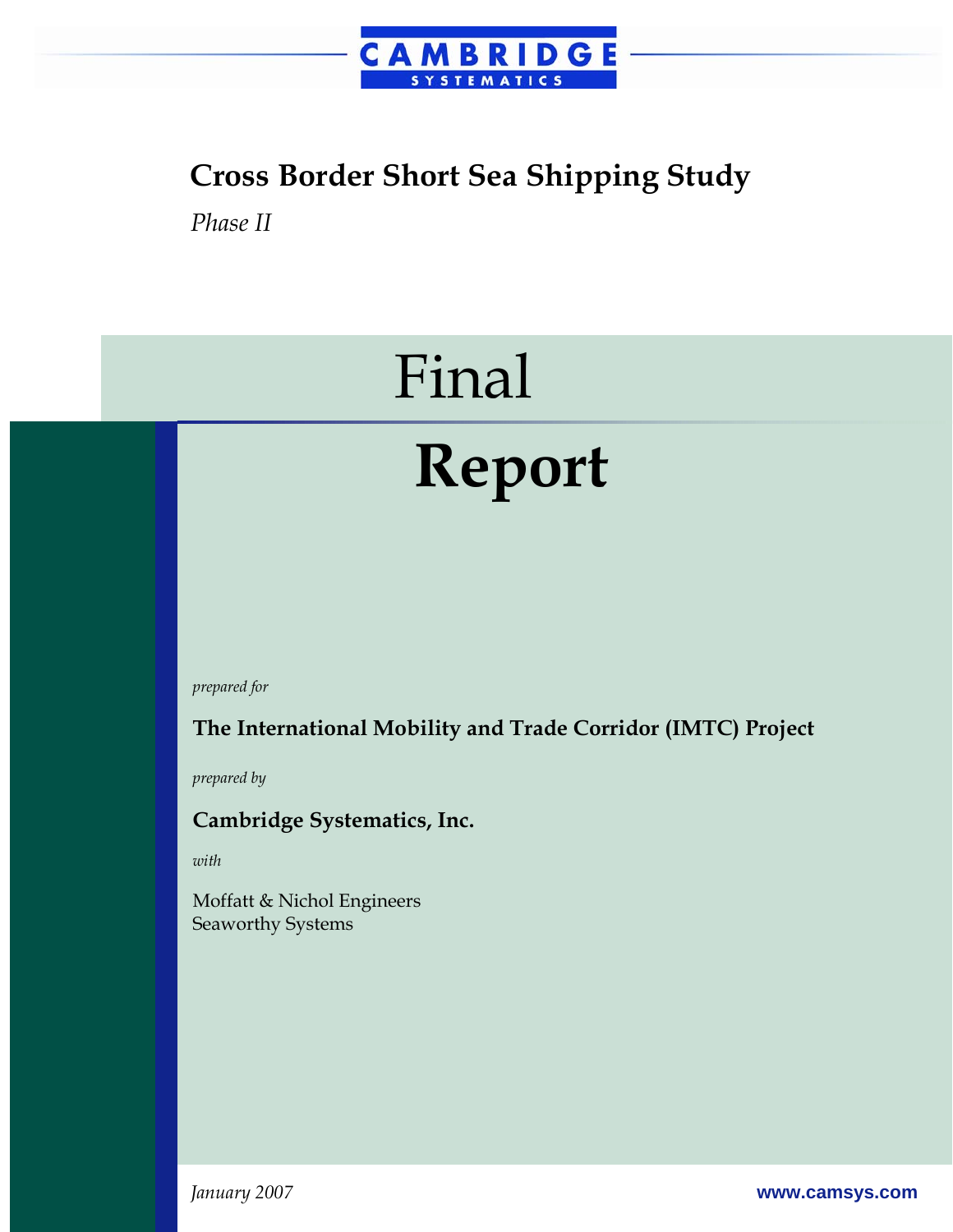CAMBRIDGE SYSTEMATICS

# Cross Border Short Sea Shipping Study

*Phase II*

# Final Report

*prepared for*

**The International Mobility and Trade Corridor (IMTC) Project**

*prepared by*

**Cambridge Systematics, Inc.**

*with*

Moffatt & Nichol Engineers
Seaworthy Systems

*January 2007*

www.camsys.com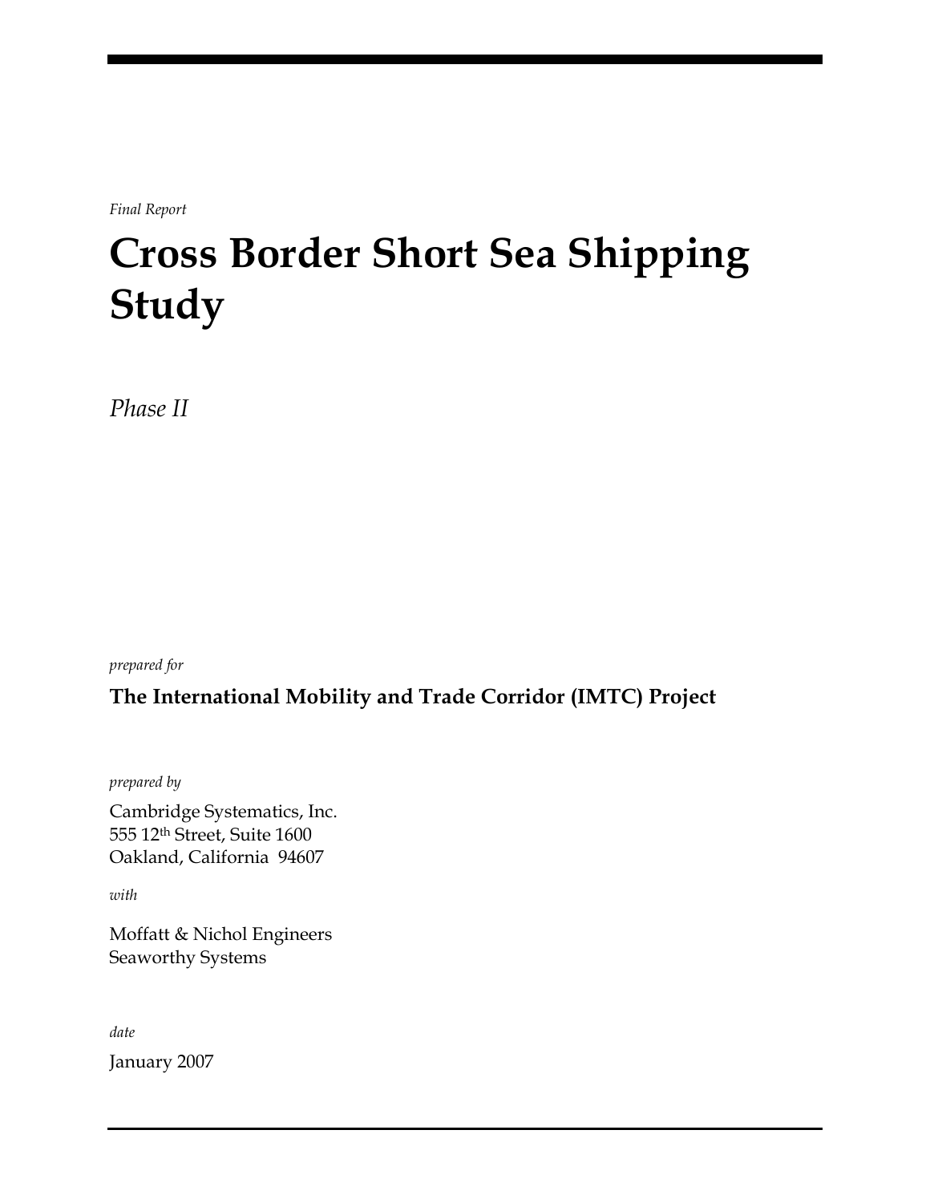*Final Report*

# Cross Border Short Sea Shipping Study

*Phase II*

*prepared for*

**The International Mobility and Trade Corridor (IMTC) Project**

*prepared by*

Cambridge Systematics, Inc.
555 12th Street, Suite 1600
Oakland, California 94607

*with*

Moffatt & Nichol Engineers
Seaworthy Systems

*date*

January 2007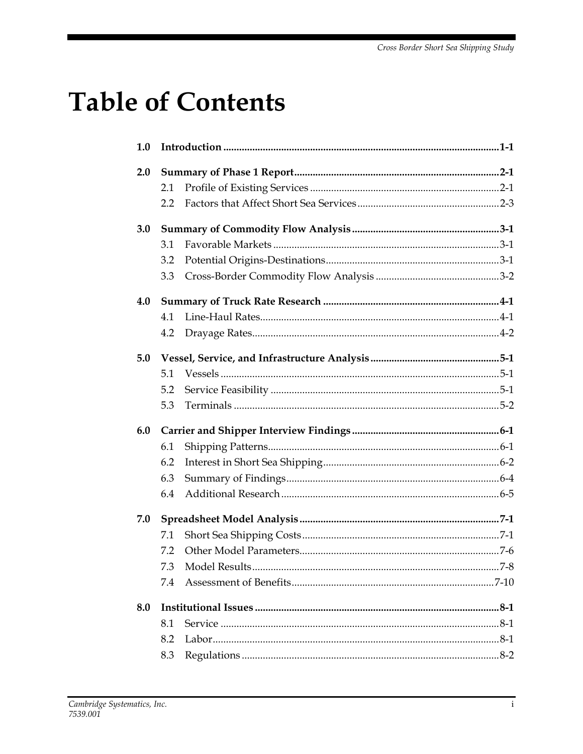# Table of Contents

**1.0 Introduction** .......... **1-1**

**2.0 Summary of Phase 1 Report** .......... **2-1**

- 2.1 Profile of Existing Services .......... 2-1
- 2.2 Factors that Affect Short Sea Services .......... 2-3

**3.0 Summary of Commodity Flow Analysis** .......... **3-1**

- 3.1 Favorable Markets .......... 3-1
- 3.2 Potential Origins-Destinations .......... 3-1
- 3.3 Cross-Border Commodity Flow Analysis .......... 3-2

**4.0 Summary of Truck Rate Research** .......... **4-1**

- 4.1 Line-Haul Rates .......... 4-1
- 4.2 Drayage Rates .......... 4-2

**5.0 Vessel, Service, and Infrastructure Analysis** .......... **5-1**

- 5.1 Vessels .......... 5-1
- 5.2 Service Feasibility .......... 5-1
- 5.3 Terminals .......... 5-2

**6.0 Carrier and Shipper Interview Findings** .......... **6-1**

- 6.1 Shipping Patterns .......... 6-1
- 6.2 Interest in Short Sea Shipping .......... 6-2
- 6.3 Summary of Findings .......... 6-4
- 6.4 Additional Research .......... 6-5

**7.0 Spreadsheet Model Analysis** .......... **7-1**

- 7.1 Short Sea Shipping Costs .......... 7-1
- 7.2 Other Model Parameters .......... 7-6
- 7.3 Model Results .......... 7-8
- 7.4 Assessment of Benefits .......... 7-10

**8.0 Institutional Issues** .......... **8-1**

- 8.1 Service .......... 8-1
- 8.2 Labor .......... 8-1
- 8.3 Regulations .......... 8-2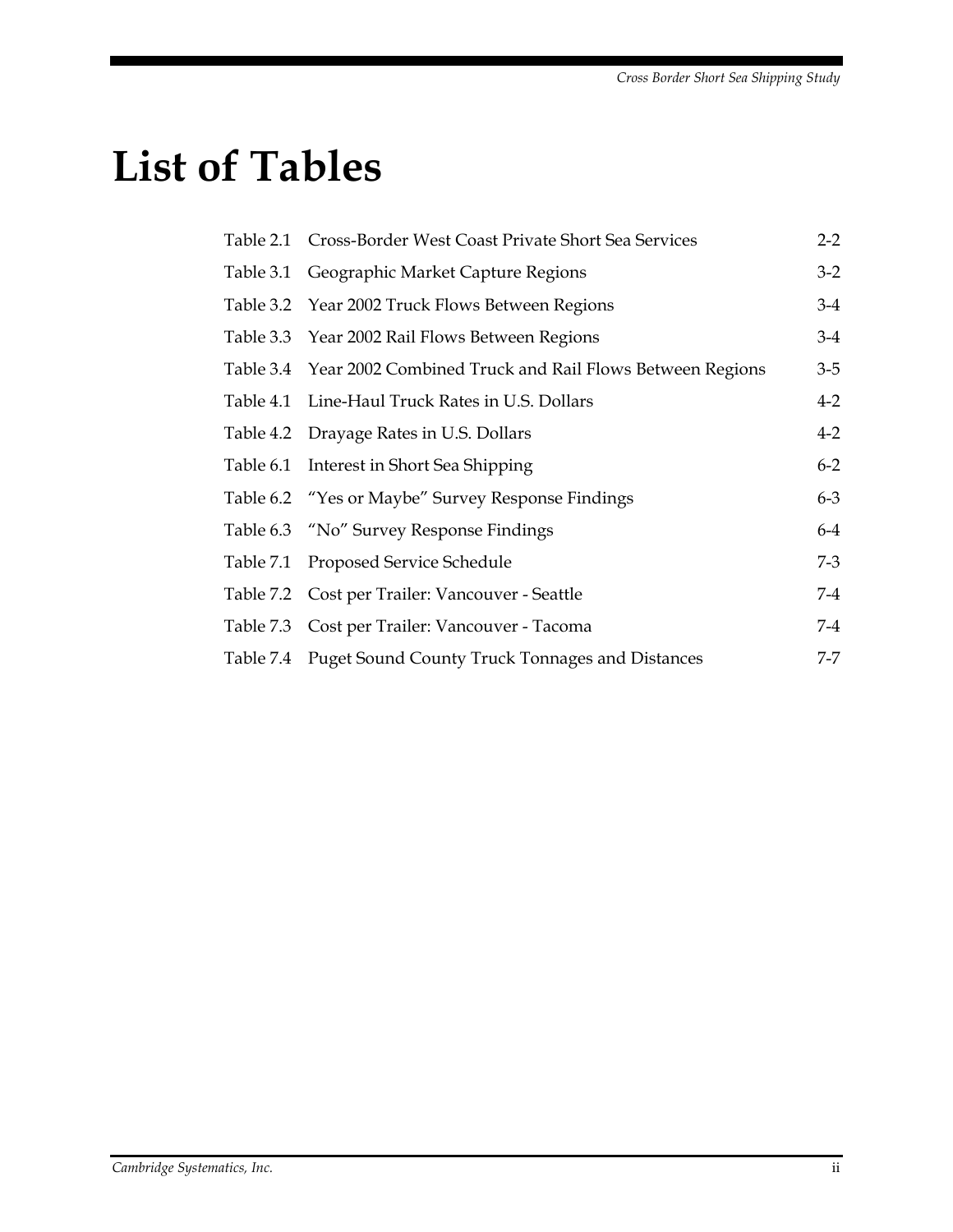# List of Tables

| | | |
|---|---|---|
| Table 2.1 | Cross-Border West Coast Private Short Sea Services | 2-2 |
| Table 3.1 | Geographic Market Capture Regions | 3-2 |
| Table 3.2 | Year 2002 Truck Flows Between Regions | 3-4 |
| Table 3.3 | Year 2002 Rail Flows Between Regions | 3-4 |
| Table 3.4 | Year 2002 Combined Truck and Rail Flows Between Regions | 3-5 |
| Table 4.1 | Line-Haul Truck Rates in U.S. Dollars | 4-2 |
| Table 4.2 | Drayage Rates in U.S. Dollars | 4-2 |
| Table 6.1 | Interest in Short Sea Shipping | 6-2 |
| Table 6.2 | "Yes or Maybe" Survey Response Findings | 6-3 |
| Table 6.3 | "No" Survey Response Findings | 6-4 |
| Table 7.1 | Proposed Service Schedule | 7-3 |
| Table 7.2 | Cost per Trailer: Vancouver - Seattle | 7-4 |
| Table 7.3 | Cost per Trailer: Vancouver - Tacoma | 7-4 |
| Table 7.4 | Puget Sound County Truck Tonnages and Distances | 7-7 |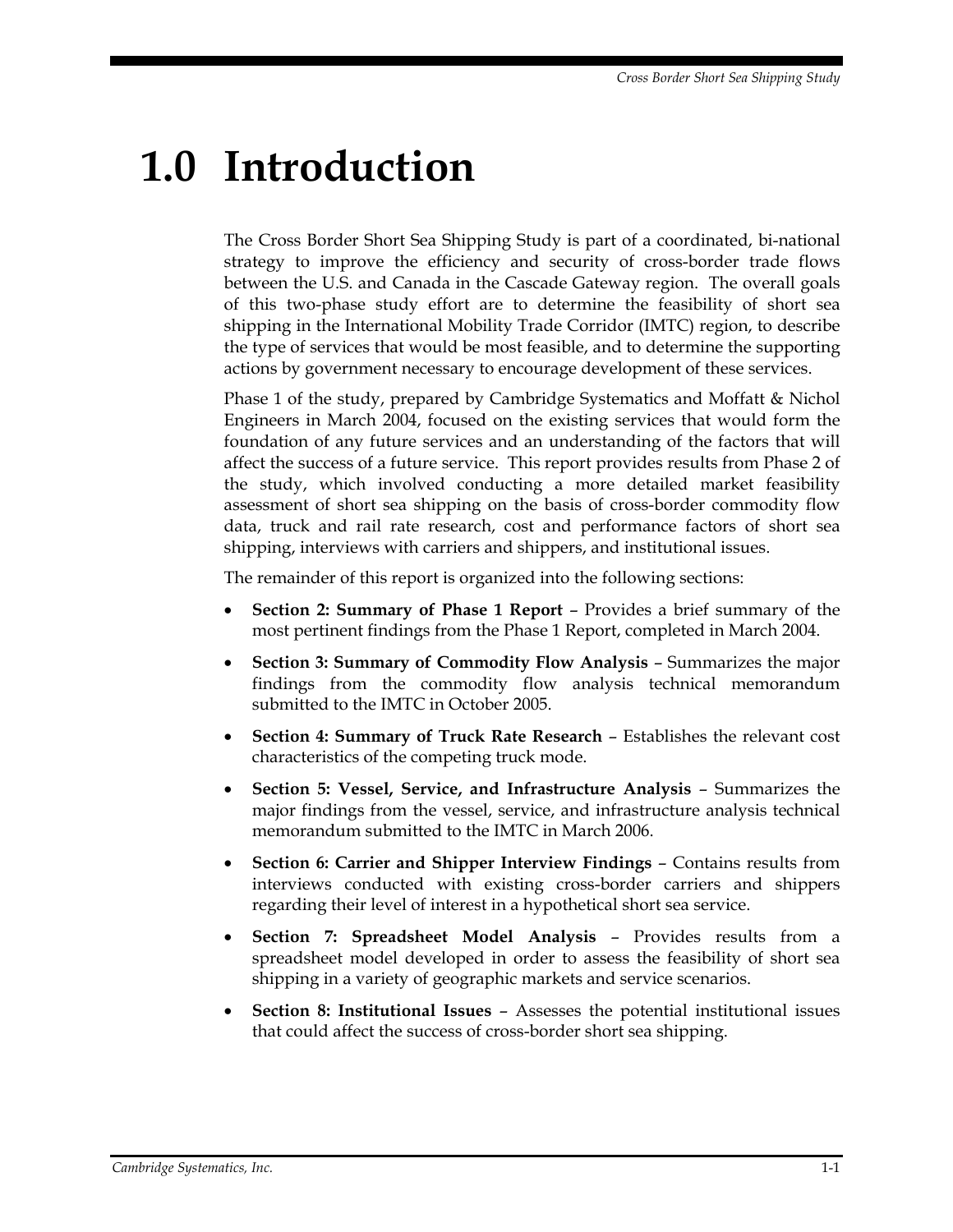# 1.0 Introduction

The Cross Border Short Sea Shipping Study is part of a coordinated, bi-national strategy to improve the efficiency and security of cross-border trade flows between the U.S. and Canada in the Cascade Gateway region. The overall goals of this two-phase study effort are to determine the feasibility of short sea shipping in the International Mobility Trade Corridor (IMTC) region, to describe the type of services that would be most feasible, and to determine the supporting actions by government necessary to encourage development of these services.

Phase 1 of the study, prepared by Cambridge Systematics and Moffatt & Nichol Engineers in March 2004, focused on the existing services that would form the foundation of any future services and an understanding of the factors that will affect the success of a future service. This report provides results from Phase 2 of the study, which involved conducting a more detailed market feasibility assessment of short sea shipping on the basis of cross-border commodity flow data, truck and rail rate research, cost and performance factors of short sea shipping, interviews with carriers and shippers, and institutional issues.

The remainder of this report is organized into the following sections:

- **Section 2: Summary of Phase 1 Report** – Provides a brief summary of the most pertinent findings from the Phase 1 Report, completed in March 2004.
- **Section 3: Summary of Commodity Flow Analysis** – Summarizes the major findings from the commodity flow analysis technical memorandum submitted to the IMTC in October 2005.
- **Section 4: Summary of Truck Rate Research** – Establishes the relevant cost characteristics of the competing truck mode.
- **Section 5: Vessel, Service, and Infrastructure Analysis** – Summarizes the major findings from the vessel, service, and infrastructure analysis technical memorandum submitted to the IMTC in March 2006.
- **Section 6: Carrier and Shipper Interview Findings** – Contains results from interviews conducted with existing cross-border carriers and shippers regarding their level of interest in a hypothetical short sea service.
- **Section 7: Spreadsheet Model Analysis** – Provides results from a spreadsheet model developed in order to assess the feasibility of short sea shipping in a variety of geographic markets and service scenarios.
- **Section 8: Institutional Issues** – Assesses the potential institutional issues that could affect the success of cross-border short sea shipping.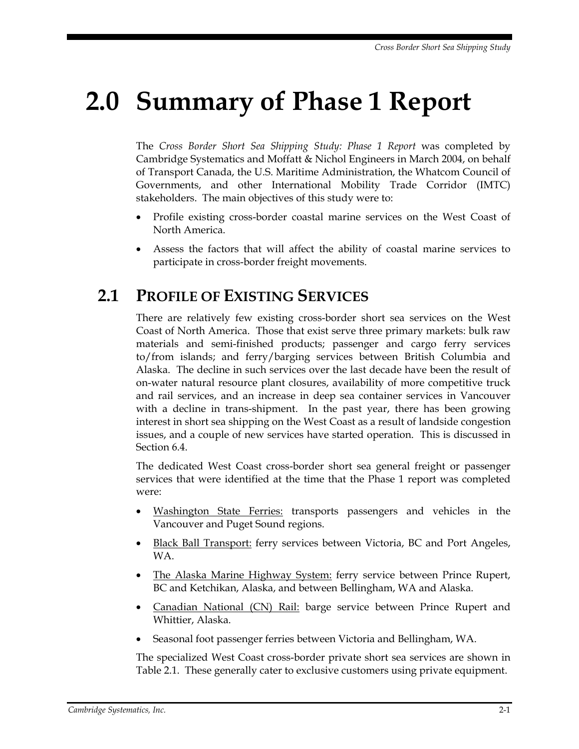# 2.0 Summary of Phase 1 Report

The *Cross Border Short Sea Shipping Study: Phase 1 Report* was completed by Cambridge Systematics and Moffatt & Nichol Engineers in March 2004, on behalf of Transport Canada, the U.S. Maritime Administration, the Whatcom Council of Governments, and other International Mobility Trade Corridor (IMTC) stakeholders. The main objectives of this study were to:

- Profile existing cross-border coastal marine services on the West Coast of North America.
- Assess the factors that will affect the ability of coastal marine services to participate in cross-border freight movements.

## 2.1 Profile of Existing Services

There are relatively few existing cross-border short sea services on the West Coast of North America. Those that exist serve three primary markets: bulk raw materials and semi-finished products; passenger and cargo ferry services to/from islands; and ferry/barging services between British Columbia and Alaska. The decline in such services over the last decade have been the result of on-water natural resource plant closures, availability of more competitive truck and rail services, and an increase in deep sea container services in Vancouver with a decline in trans-shipment. In the past year, there has been growing interest in short sea shipping on the West Coast as a result of landside congestion issues, and a couple of new services have started operation. This is discussed in Section 6.4.

The dedicated West Coast cross-border short sea general freight or passenger services that were identified at the time that the Phase 1 report was completed were:

- Washington State Ferries: transports passengers and vehicles in the Vancouver and Puget Sound regions.
- Black Ball Transport: ferry services between Victoria, BC and Port Angeles, WA.
- The Alaska Marine Highway System: ferry service between Prince Rupert, BC and Ketchikan, Alaska, and between Bellingham, WA and Alaska.
- Canadian National (CN) Rail: barge service between Prince Rupert and Whittier, Alaska.
- Seasonal foot passenger ferries between Victoria and Bellingham, WA.

The specialized West Coast cross-border private short sea services are shown in Table 2.1. These generally cater to exclusive customers using private equipment.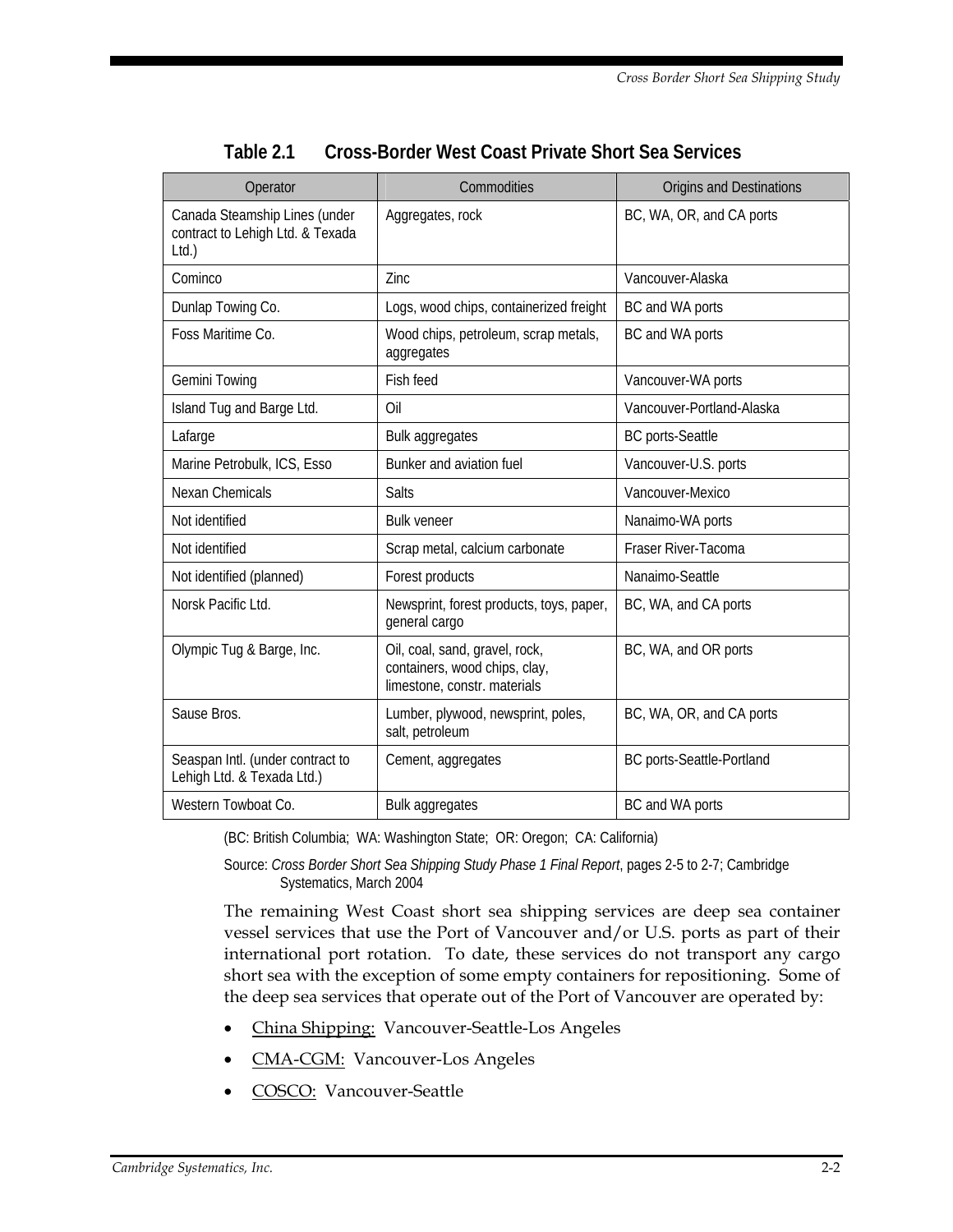**Table 2.1 Cross-Border West Coast Private Short Sea Services**

| Operator | Commodities | Origins and Destinations |
|---|---|---|
| Canada Steamship Lines (under contract to Lehigh Ltd. & Texada Ltd.) | Aggregates, rock | BC, WA, OR, and CA ports |
| Cominco | Zinc | Vancouver-Alaska |
| Dunlap Towing Co. | Logs, wood chips, containerized freight | BC and WA ports |
| Foss Maritime Co. | Wood chips, petroleum, scrap metals, aggregates | BC and WA ports |
| Gemini Towing | Fish feed | Vancouver-WA ports |
| Island Tug and Barge Ltd. | Oil | Vancouver-Portland-Alaska |
| Lafarge | Bulk aggregates | BC ports-Seattle |
| Marine Petrobulk, ICS, Esso | Bunker and aviation fuel | Vancouver-U.S. ports |
| Nexan Chemicals | Salts | Vancouver-Mexico |
| Not identified | Bulk veneer | Nanaimo-WA ports |
| Not identified | Scrap metal, calcium carbonate | Fraser River-Tacoma |
| Not identified (planned) | Forest products | Nanaimo-Seattle |
| Norsk Pacific Ltd. | Newsprint, forest products, toys, paper, general cargo | BC, WA, and CA ports |
| Olympic Tug & Barge, Inc. | Oil, coal, sand, gravel, rock, containers, wood chips, clay, limestone, constr. materials | BC, WA, and OR ports |
| Sause Bros. | Lumber, plywood, newsprint, poles, salt, petroleum | BC, WA, OR, and CA ports |
| Seaspan Intl. (under contract to Lehigh Ltd. & Texada Ltd.) | Cement, aggregates | BC ports-Seattle-Portland |
| Western Towboat Co. | Bulk aggregates | BC and WA ports |

(BC: British Columbia; WA: Washington State; OR: Oregon; CA: California)

Source: *Cross Border Short Sea Shipping Study Phase 1 Final Report*, pages 2-5 to 2-7; Cambridge Systematics, March 2004

The remaining West Coast short sea shipping services are deep sea container vessel services that use the Port of Vancouver and/or U.S. ports as part of their international port rotation. To date, these services do not transport any cargo short sea with the exception of some empty containers for repositioning. Some of the deep sea services that operate out of the Port of Vancouver are operated by:

- China Shipping: Vancouver-Seattle-Los Angeles
- CMA-CGM: Vancouver-Los Angeles
- COSCO: Vancouver-Seattle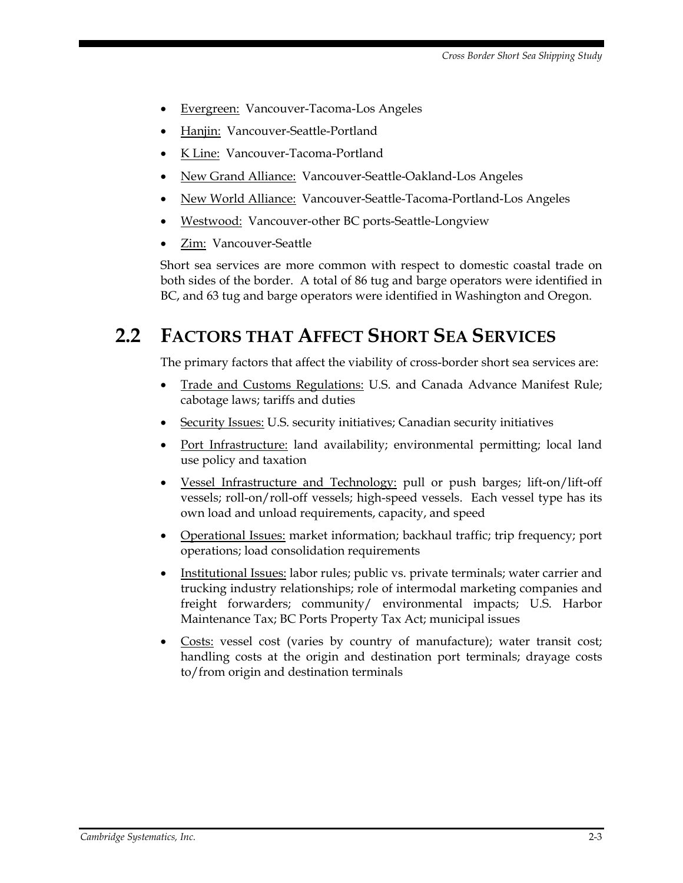- Evergreen: Vancouver-Tacoma-Los Angeles
- Hanjin: Vancouver-Seattle-Portland
- K Line: Vancouver-Tacoma-Portland
- New Grand Alliance: Vancouver-Seattle-Oakland-Los Angeles
- New World Alliance: Vancouver-Seattle-Tacoma-Portland-Los Angeles
- Westwood: Vancouver-other BC ports-Seattle-Longview
- Zim: Vancouver-Seattle

Short sea services are more common with respect to domestic coastal trade on both sides of the border. A total of 86 tug and barge operators were identified in BC, and 63 tug and barge operators were identified in Washington and Oregon.

## 2.2 Factors that Affect Short Sea Services

The primary factors that affect the viability of cross-border short sea services are:

- Trade and Customs Regulations: U.S. and Canada Advance Manifest Rule; cabotage laws; tariffs and duties
- Security Issues: U.S. security initiatives; Canadian security initiatives
- Port Infrastructure: land availability; environmental permitting; local land use policy and taxation
- Vessel Infrastructure and Technology: pull or push barges; lift-on/lift-off vessels; roll-on/roll-off vessels; high-speed vessels. Each vessel type has its own load and unload requirements, capacity, and speed
- Operational Issues: market information; backhaul traffic; trip frequency; port operations; load consolidation requirements
- Institutional Issues: labor rules; public vs. private terminals; water carrier and trucking industry relationships; role of intermodal marketing companies and freight forwarders; community/ environmental impacts; U.S. Harbor Maintenance Tax; BC Ports Property Tax Act; municipal issues
- Costs: vessel cost (varies by country of manufacture); water transit cost; handling costs at the origin and destination port terminals; drayage costs to/from origin and destination terminals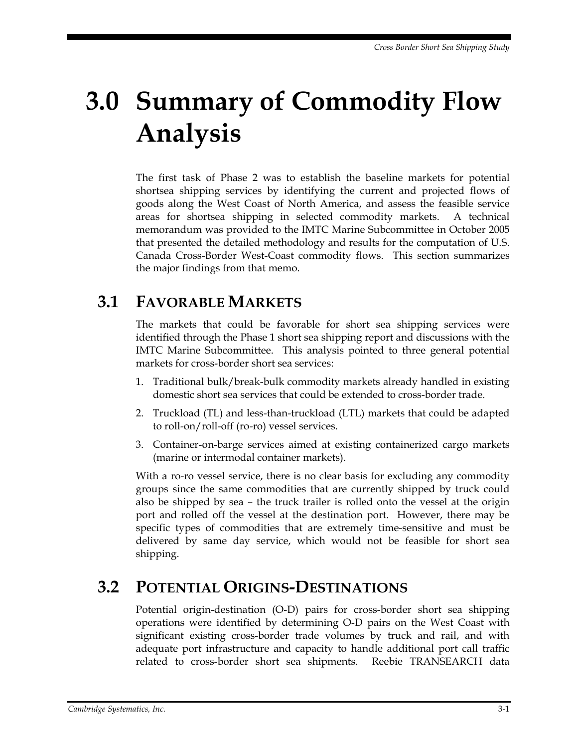# 3.0 Summary of Commodity Flow Analysis

The first task of Phase 2 was to establish the baseline markets for potential shortsea shipping services by identifying the current and projected flows of goods along the West Coast of North America, and assess the feasible service areas for shortsea shipping in selected commodity markets. A technical memorandum was provided to the IMTC Marine Subcommittee in October 2005 that presented the detailed methodology and results for the computation of U.S. Canada Cross-Border West-Coast commodity flows. This section summarizes the major findings from that memo.

## 3.1 Favorable Markets

The markets that could be favorable for short sea shipping services were identified through the Phase 1 short sea shipping report and discussions with the IMTC Marine Subcommittee. This analysis pointed to three general potential markets for cross-border short sea services:

1. Traditional bulk/break-bulk commodity markets already handled in existing domestic short sea services that could be extended to cross-border trade.
2. Truckload (TL) and less-than-truckload (LTL) markets that could be adapted to roll-on/roll-off (ro-ro) vessel services.
3. Container-on-barge services aimed at existing containerized cargo markets (marine or intermodal container markets).

With a ro-ro vessel service, there is no clear basis for excluding any commodity groups since the same commodities that are currently shipped by truck could also be shipped by sea – the truck trailer is rolled onto the vessel at the origin port and rolled off the vessel at the destination port. However, there may be specific types of commodities that are extremely time-sensitive and must be delivered by same day service, which would not be feasible for short sea shipping.

## 3.2 Potential Origins-Destinations

Potential origin-destination (O-D) pairs for cross-border short sea shipping operations were identified by determining O-D pairs on the West Coast with significant existing cross-border trade volumes by truck and rail, and with adequate port infrastructure and capacity to handle additional port call traffic related to cross-border short sea shipments. Reebie TRANSEARCH data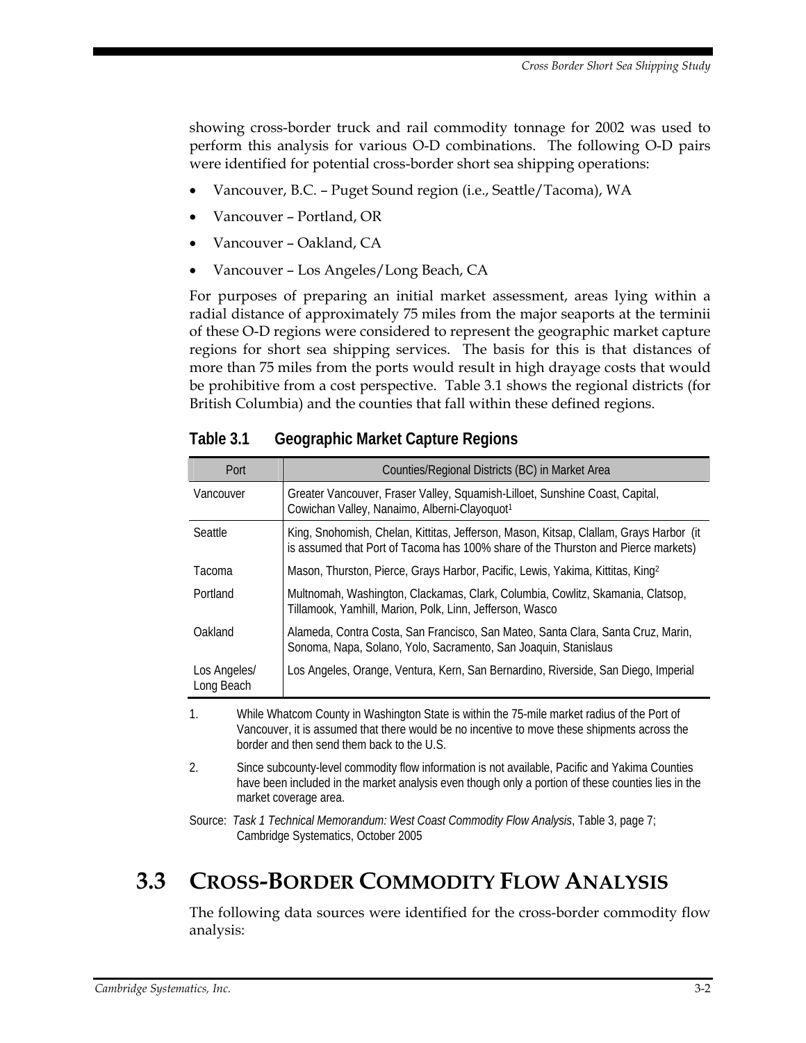showing cross-border truck and rail commodity tonnage for 2002 was used to perform this analysis for various O-D combinations. The following O-D pairs were identified for potential cross-border short sea shipping operations:

- Vancouver, B.C. – Puget Sound region (i.e., Seattle/Tacoma), WA
- Vancouver – Portland, OR
- Vancouver – Oakland, CA
- Vancouver – Los Angeles/Long Beach, CA

For purposes of preparing an initial market assessment, areas lying within a radial distance of approximately 75 miles from the major seaports at the terminii of these O-D regions were considered to represent the geographic market capture regions for short sea shipping services. The basis for this is that distances of more than 75 miles from the ports would result in high drayage costs that would be prohibitive from a cost perspective. Table 3.1 shows the regional districts (for British Columbia) and the counties that fall within these defined regions.

**Table 3.1 Geographic Market Capture Regions**

| Port | Counties/Regional Districts (BC) in Market Area |
|---|---|
| Vancouver | Greater Vancouver, Fraser Valley, Squamish-Lilloet, Sunshine Coast, Capital, Cowichan Valley, Nanaimo, Alberni-Clayoquot[1] |
| Seattle | King, Snohomish, Chelan, Kittitas, Jefferson, Mason, Kitsap, Clallam, Grays Harbor (it is assumed that Port of Tacoma has 100% share of the Thurston and Pierce markets) |
| Tacoma | Mason, Thurston, Pierce, Grays Harbor, Pacific, Lewis, Yakima, Kittitas, King[2] |
| Portland | Multnomah, Washington, Clackamas, Clark, Columbia, Cowlitz, Skamania, Clatsop, Tillamook, Yamhill, Marion, Polk, Linn, Jefferson, Wasco |
| Oakland | Alameda, Contra Costa, San Francisco, San Mateo, Santa Clara, Santa Cruz, Marin, Sonoma, Napa, Solano, Yolo, Sacramento, San Joaquin, Stanislaus |
| Los Angeles/ Long Beach | Los Angeles, Orange, Ventura, Kern, San Bernardino, Riverside, San Diego, Imperial |

1. While Whatcom County in Washington State is within the 75-mile market radius of the Port of Vancouver, it is assumed that there would be no incentive to move these shipments across the border and then send them back to the U.S.

2. Since subcounty-level commodity flow information is not available, Pacific and Yakima Counties have been included in the market analysis even though only a portion of these counties lies in the market coverage area.

Source: *Task 1 Technical Memorandum: West Coast Commodity Flow Analysis*, Table 3, page 7; Cambridge Systematics, October 2005

## 3.3 Cross-Border Commodity Flow Analysis

The following data sources were identified for the cross-border commodity flow analysis: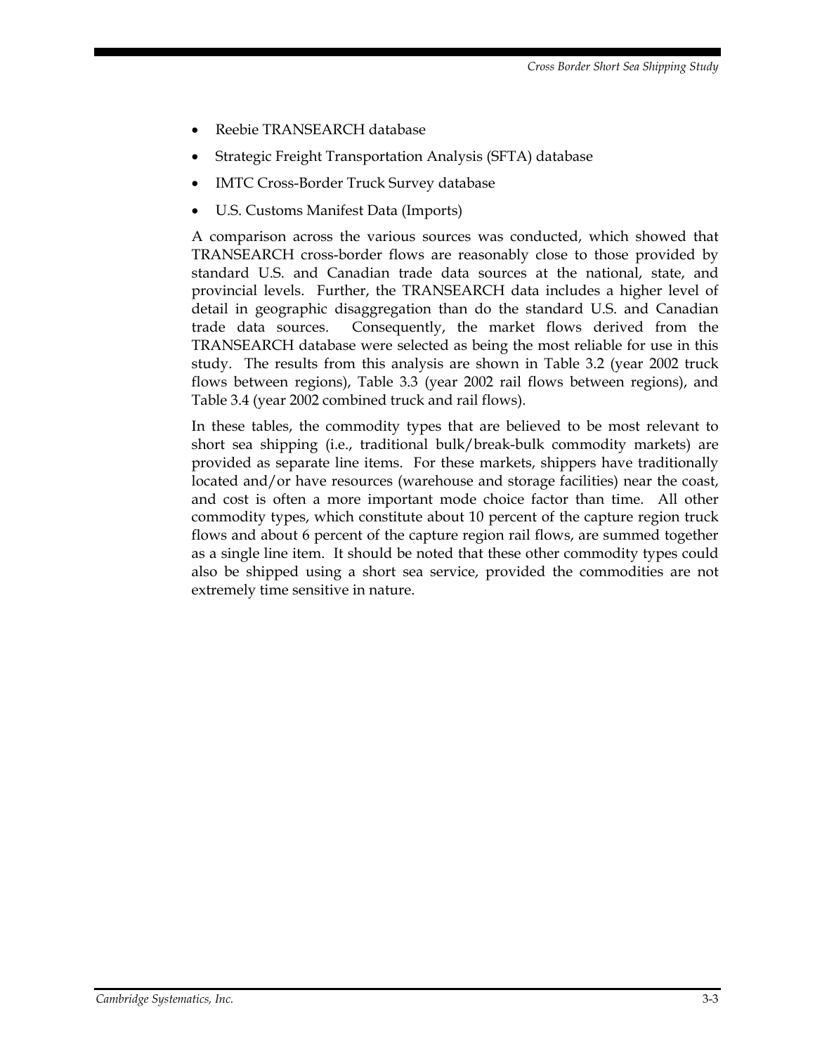- Reebie TRANSEARCH database
- Strategic Freight Transportation Analysis (SFTA) database
- IMTC Cross-Border Truck Survey database
- U.S. Customs Manifest Data (Imports)

A comparison across the various sources was conducted, which showed that TRANSEARCH cross-border flows are reasonably close to those provided by standard U.S. and Canadian trade data sources at the national, state, and provincial levels. Further, the TRANSEARCH data includes a higher level of detail in geographic disaggregation than do the standard U.S. and Canadian trade data sources. Consequently, the market flows derived from the TRANSEARCH database were selected as being the most reliable for use in this study. The results from this analysis are shown in Table 3.2 (year 2002 truck flows between regions), Table 3.3 (year 2002 rail flows between regions), and Table 3.4 (year 2002 combined truck and rail flows).

In these tables, the commodity types that are believed to be most relevant to short sea shipping (i.e., traditional bulk/break-bulk commodity markets) are provided as separate line items. For these markets, shippers have traditionally located and/or have resources (warehouse and storage facilities) near the coast, and cost is often a more important mode choice factor than time. All other commodity types, which constitute about 10 percent of the capture region truck flows and about 6 percent of the capture region rail flows, are summed together as a single line item. It should be noted that these other commodity types could also be shipped using a short sea service, provided the commodities are not extremely time sensitive in nature.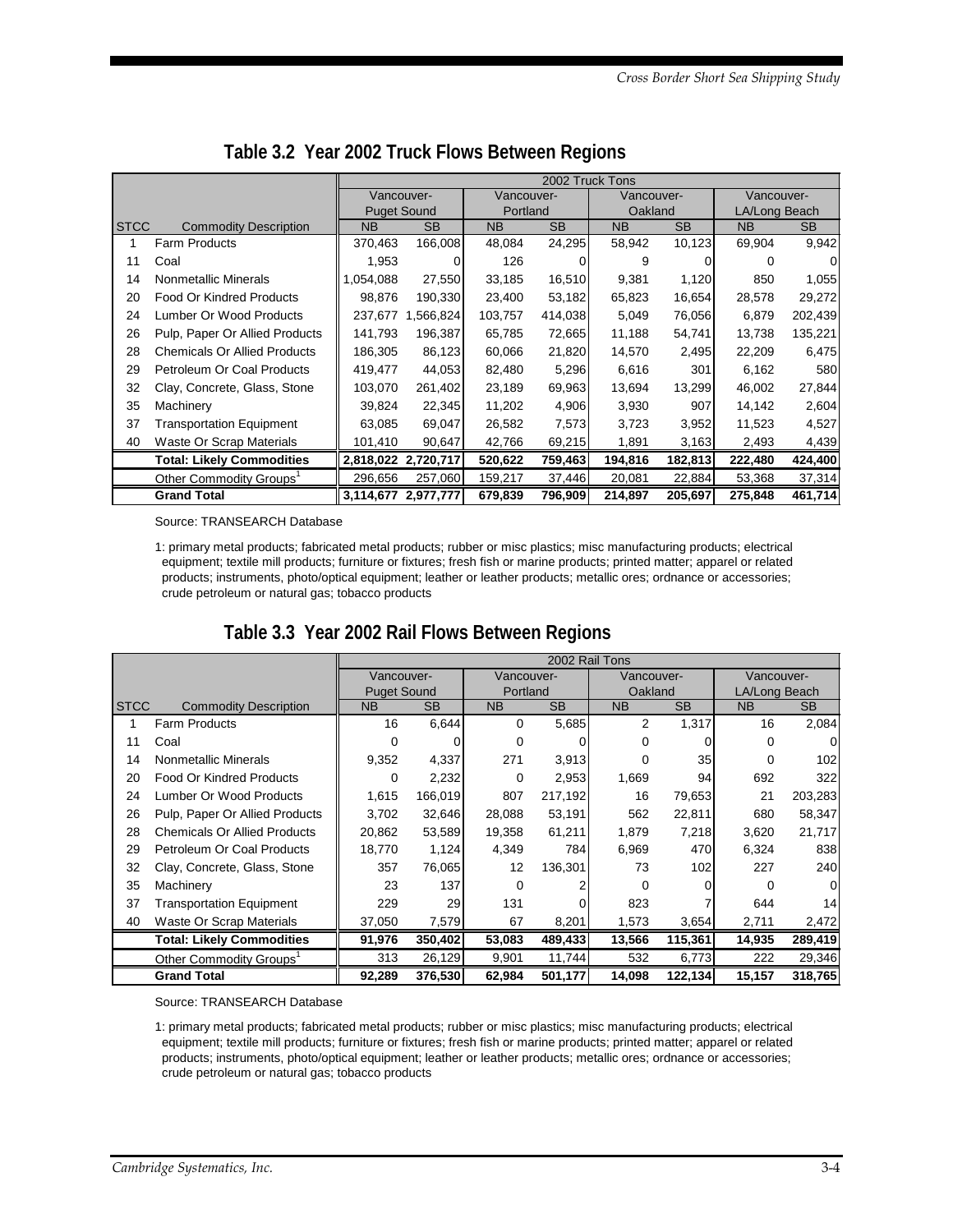## Table 3.2 Year 2002 Truck Flows Between Regions

| | | 2002 Truck Tons | | | | | | | |
|---|---|---|---|---|---|---|---|---|---|
| | | Vancouver-Puget Sound | | Vancouver-Portland | | Vancouver-Oakland | | Vancouver-LA/Long Beach | |
| STCC | Commodity Description | NB | SB | NB | SB | NB | SB | NB | SB |
| 1 | Farm Products | 370,463 | 166,008 | 48,084 | 24,295 | 58,942 | 10,123 | 69,904 | 9,942 |
| 11 | Coal | 1,953 | 0 | 126 | 0 | 9 | 0 | 0 | 0 |
| 14 | Nonmetallic Minerals | 1,054,088 | 27,550 | 33,185 | 16,510 | 9,381 | 1,120 | 850 | 1,055 |
| 20 | Food Or Kindred Products | 98,876 | 190,330 | 23,400 | 53,182 | 65,823 | 16,654 | 28,578 | 29,272 |
| 24 | Lumber Or Wood Products | 237,677 | 1,566,824 | 103,757 | 414,038 | 5,049 | 76,056 | 6,879 | 202,439 |
| 26 | Pulp, Paper Or Allied Products | 141,793 | 196,387 | 65,785 | 72,665 | 11,188 | 54,741 | 13,738 | 135,221 |
| 28 | Chemicals Or Allied Products | 186,305 | 86,123 | 60,066 | 21,820 | 14,570 | 2,495 | 22,209 | 6,475 |
| 29 | Petroleum Or Coal Products | 419,477 | 44,053 | 82,480 | 5,296 | 6,616 | 301 | 6,162 | 580 |
| 32 | Clay, Concrete, Glass, Stone | 103,070 | 261,402 | 23,189 | 69,963 | 13,694 | 13,299 | 46,002 | 27,844 |
| 35 | Machinery | 39,824 | 22,345 | 11,202 | 4,906 | 3,930 | 907 | 14,142 | 2,604 |
| 37 | Transportation Equipment | 63,085 | 69,047 | 26,582 | 7,573 | 3,723 | 3,952 | 11,523 | 4,527 |
| 40 | Waste Or Scrap Materials | 101,410 | 90,647 | 42,766 | 69,215 | 1,891 | 3,163 | 2,493 | 4,439 |
| | **Total: Likely Commodities** | **2,818,022** | **2,720,717** | **520,622** | **759,463** | **194,816** | **182,813** | **222,480** | **424,400** |
| | Other Commodity Groups[1] | 296,656 | 257,060 | 159,217 | 37,446 | 20,081 | 22,884 | 53,368 | 37,314 |
| | **Grand Total** | **3,114,677** | **2,977,777** | **679,839** | **796,909** | **214,897** | **205,697** | **275,848** | **461,714** |

Source: TRANSEARCH Database

1: primary metal products; fabricated metal products; rubber or misc plastics; misc manufacturing products; electrical equipment; textile mill products; furniture or fixtures; fresh fish or marine products; printed matter; apparel or related products; instruments, photo/optical equipment; leather or leather products; metallic ores; ordnance or accessories; crude petroleum or natural gas; tobacco products

## Table 3.3 Year 2002 Rail Flows Between Regions

| | | 2002 Rail Tons | | | | | | | |
|---|---|---|---|---|---|---|---|---|---|
| | | Vancouver-Puget Sound | | Vancouver-Portland | | Vancouver-Oakland | | Vancouver-LA/Long Beach | |
| STCC | Commodity Description | NB | SB | NB | SB | NB | SB | NB | SB |
| 1 | Farm Products | 16 | 6,644 | 0 | 5,685 | 2 | 1,317 | 16 | 2,084 |
| 11 | Coal | 0 | 0 | 0 | 0 | 0 | 0 | 0 | 0 |
| 14 | Nonmetallic Minerals | 9,352 | 4,337 | 271 | 3,913 | 0 | 35 | 0 | 102 |
| 20 | Food Or Kindred Products | 0 | 2,232 | 0 | 2,953 | 1,669 | 94 | 692 | 322 |
| 24 | Lumber Or Wood Products | 1,615 | 166,019 | 807 | 217,192 | 16 | 79,653 | 21 | 203,283 |
| 26 | Pulp, Paper Or Allied Products | 3,702 | 32,646 | 28,088 | 53,191 | 562 | 22,811 | 680 | 58,347 |
| 28 | Chemicals Or Allied Products | 20,862 | 53,589 | 19,358 | 61,211 | 1,879 | 7,218 | 3,620 | 21,717 |
| 29 | Petroleum Or Coal Products | 18,770 | 1,124 | 4,349 | 784 | 6,969 | 470 | 6,324 | 838 |
| 32 | Clay, Concrete, Glass, Stone | 357 | 76,065 | 12 | 136,301 | 73 | 102 | 227 | 240 |
| 35 | Machinery | 23 | 137 | 0 | 2 | 0 | 0 | 0 | 0 |
| 37 | Transportation Equipment | 229 | 29 | 131 | 0 | 823 | 7 | 644 | 14 |
| 40 | Waste Or Scrap Materials | 37,050 | 7,579 | 67 | 8,201 | 1,573 | 3,654 | 2,711 | 2,472 |
| | **Total: Likely Commodities** | **91,976** | **350,402** | **53,083** | **489,433** | **13,566** | **115,361** | **14,935** | **289,419** |
| | Other Commodity Groups[1] | 313 | 26,129 | 9,901 | 11,744 | 532 | 6,773 | 222 | 29,346 |
| | **Grand Total** | **92,289** | **376,530** | **62,984** | **501,177** | **14,098** | **122,134** | **15,157** | **318,765** |

Source: TRANSEARCH Database

1: primary metal products; fabricated metal products; rubber or misc plastics; misc manufacturing products; electrical equipment; textile mill products; furniture or fixtures; fresh fish or marine products; printed matter; apparel or related products; instruments, photo/optical equipment; leather or leather products; metallic ores; ordnance or accessories; crude petroleum or natural gas; tobacco products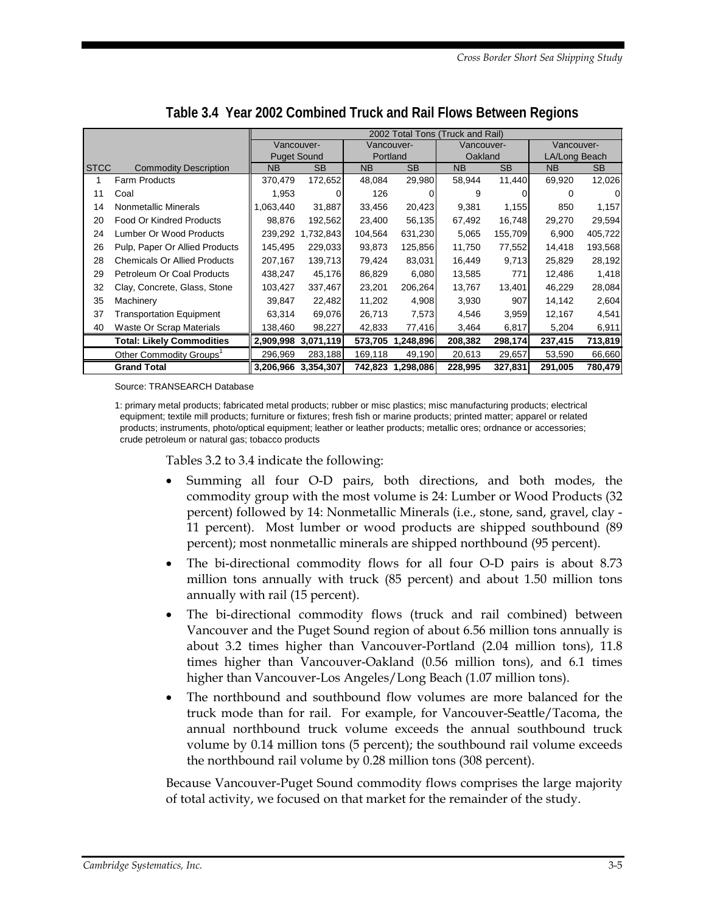## Table 3.4 Year 2002 Combined Truck and Rail Flows Between Regions

| | | 2002 Total Tons (Truck and Rail) | | | | | | | |
|---|---|---|---|---|---|---|---|---|---|
| | | Vancouver-Puget Sound | | Vancouver-Portland | | Vancouver-Oakland | | Vancouver-LA/Long Beach | |
| STCC | Commodity Description | NB | SB | NB | SB | NB | SB | NB | SB |
| 1 | Farm Products | 370,479 | 172,652 | 48,084 | 29,980 | 58,944 | 11,440 | 69,920 | 12,026 |
| 11 | Coal | 1,953 | 0 | 126 | 0 | 9 | 0 | 0 | 0 |
| 14 | Nonmetallic Minerals | 1,063,440 | 31,887 | 33,456 | 20,423 | 9,381 | 1,155 | 850 | 1,157 |
| 20 | Food Or Kindred Products | 98,876 | 192,562 | 23,400 | 56,135 | 67,492 | 16,748 | 29,270 | 29,594 |
| 24 | Lumber Or Wood Products | 239,292 | 1,732,843 | 104,564 | 631,230 | 5,065 | 155,709 | 6,900 | 405,722 |
| 26 | Pulp, Paper Or Allied Products | 145,495 | 229,033 | 93,873 | 125,856 | 11,750 | 77,552 | 14,418 | 193,568 |
| 28 | Chemicals Or Allied Products | 207,167 | 139,713 | 79,424 | 83,031 | 16,449 | 9,713 | 25,829 | 28,192 |
| 29 | Petroleum Or Coal Products | 438,247 | 45,176 | 86,829 | 6,080 | 13,585 | 771 | 12,486 | 1,418 |
| 32 | Clay, Concrete, Glass, Stone | 103,427 | 337,467 | 23,201 | 206,264 | 13,767 | 13,401 | 46,229 | 28,084 |
| 35 | Machinery | 39,847 | 22,482 | 11,202 | 4,908 | 3,930 | 907 | 14,142 | 2,604 |
| 37 | Transportation Equipment | 63,314 | 69,076 | 26,713 | 7,573 | 4,546 | 3,959 | 12,167 | 4,541 |
| 40 | Waste Or Scrap Materials | 138,460 | 98,227 | 42,833 | 77,416 | 3,464 | 6,817 | 5,204 | 6,911 |
| | **Total: Likely Commodities** | **2,909,998** | **3,071,119** | **573,705** | **1,248,896** | **208,382** | **298,174** | **237,415** | **713,819** |
| | Other Commodity Groups[1] | 296,969 | 283,188 | 169,118 | 49,190 | 20,613 | 29,657 | 53,590 | 66,660 |
| | **Grand Total** | **3,206,966** | **3,354,307** | **742,823** | **1,298,086** | **228,995** | **327,831** | **291,005** | **780,479** |

Source: TRANSEARCH Database

1: primary metal products; fabricated metal products; rubber or misc plastics; misc manufacturing products; electrical equipment; textile mill products; furniture or fixtures; fresh fish or marine products; printed matter; apparel or related products; instruments, photo/optical equipment; leather or leather products; metallic ores; ordnance or accessories; crude petroleum or natural gas; tobacco products

Tables 3.2 to 3.4 indicate the following:

- Summing all four O-D pairs, both directions, and both modes, the commodity group with the most volume is 24: Lumber or Wood Products (32 percent) followed by 14: Nonmetallic Minerals (i.e., stone, sand, gravel, clay - 11 percent). Most lumber or wood products are shipped southbound (89 percent); most nonmetallic minerals are shipped northbound (95 percent).
- The bi-directional commodity flows for all four O-D pairs is about 8.73 million tons annually with truck (85 percent) and about 1.50 million tons annually with rail (15 percent).
- The bi-directional commodity flows (truck and rail combined) between Vancouver and the Puget Sound region of about 6.56 million tons annually is about 3.2 times higher than Vancouver-Portland (2.04 million tons), 11.8 times higher than Vancouver-Oakland (0.56 million tons), and 6.1 times higher than Vancouver-Los Angeles/Long Beach (1.07 million tons).
- The northbound and southbound flow volumes are more balanced for the truck mode than for rail. For example, for Vancouver-Seattle/Tacoma, the annual northbound truck volume exceeds the annual southbound truck volume by 0.14 million tons (5 percent); the southbound rail volume exceeds the northbound rail volume by 0.28 million tons (308 percent).

Because Vancouver-Puget Sound commodity flows comprises the large majority of total activity, we focused on that market for the remainder of the study.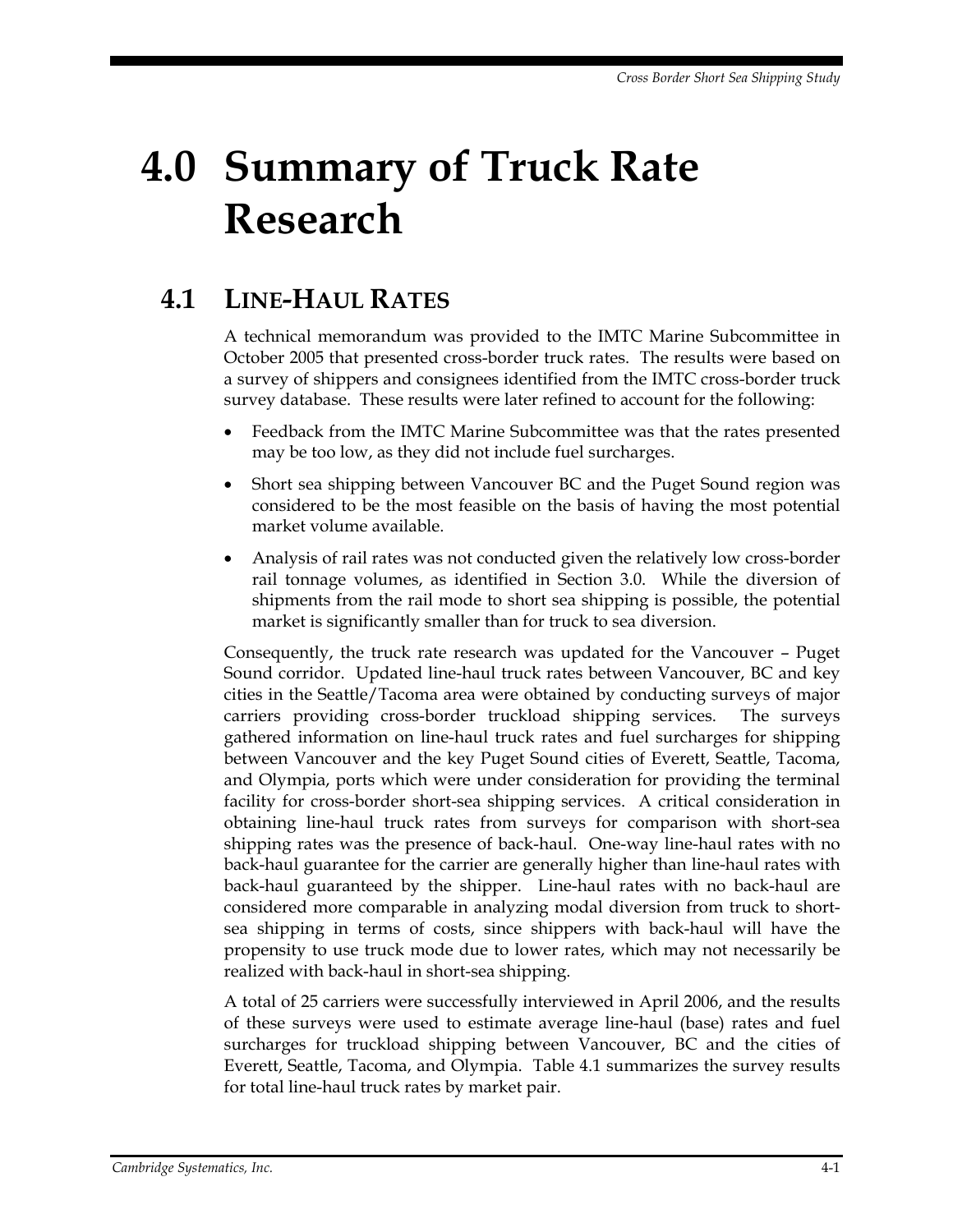# 4.0 Summary of Truck Rate Research

## 4.1 Line-Haul Rates

A technical memorandum was provided to the IMTC Marine Subcommittee in October 2005 that presented cross-border truck rates. The results were based on a survey of shippers and consignees identified from the IMTC cross-border truck survey database. These results were later refined to account for the following:

- Feedback from the IMTC Marine Subcommittee was that the rates presented may be too low, as they did not include fuel surcharges.
- Short sea shipping between Vancouver BC and the Puget Sound region was considered to be the most feasible on the basis of having the most potential market volume available.
- Analysis of rail rates was not conducted given the relatively low cross-border rail tonnage volumes, as identified in Section 3.0. While the diversion of shipments from the rail mode to short sea shipping is possible, the potential market is significantly smaller than for truck to sea diversion.

Consequently, the truck rate research was updated for the Vancouver – Puget Sound corridor. Updated line-haul truck rates between Vancouver, BC and key cities in the Seattle/Tacoma area were obtained by conducting surveys of major carriers providing cross-border truckload shipping services. The surveys gathered information on line-haul truck rates and fuel surcharges for shipping between Vancouver and the key Puget Sound cities of Everett, Seattle, Tacoma, and Olympia, ports which were under consideration for providing the terminal facility for cross-border short-sea shipping services. A critical consideration in obtaining line-haul truck rates from surveys for comparison with short-sea shipping rates was the presence of back-haul. One-way line-haul rates with no back-haul guarantee for the carrier are generally higher than line-haul rates with back-haul guaranteed by the shipper. Line-haul rates with no back-haul are considered more comparable in analyzing modal diversion from truck to short-sea shipping in terms of costs, since shippers with back-haul will have the propensity to use truck mode due to lower rates, which may not necessarily be realized with back-haul in short-sea shipping.

A total of 25 carriers were successfully interviewed in April 2006, and the results of these surveys were used to estimate average line-haul (base) rates and fuel surcharges for truckload shipping between Vancouver, BC and the cities of Everett, Seattle, Tacoma, and Olympia. Table 4.1 summarizes the survey results for total line-haul truck rates by market pair.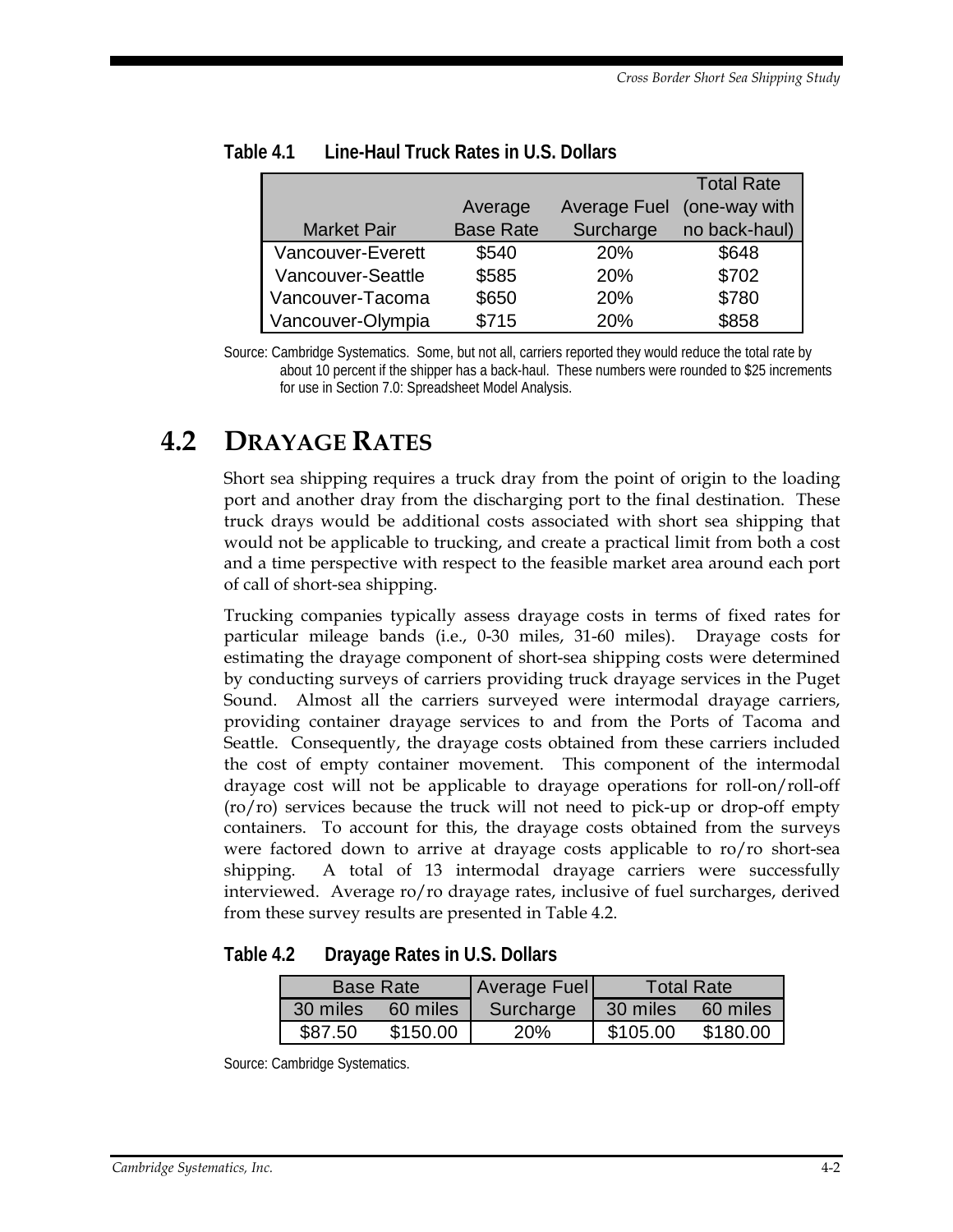**Table 4.1 Line-Haul Truck Rates in U.S. Dollars**

| Market Pair | Average Base Rate | Average Fuel Surcharge | Total Rate (one-way with no back-haul) |
|---|---|---|---|
| Vancouver-Everett | $540 | 20% | $648 |
| Vancouver-Seattle | $585 | 20% | $702 |
| Vancouver-Tacoma | $650 | 20% | $780 |
| Vancouver-Olympia | $715 | 20% | $858 |

Source: Cambridge Systematics. Some, but not all, carriers reported they would reduce the total rate by about 10 percent if the shipper has a back-haul. These numbers were rounded to $25 increments for use in Section 7.0: Spreadsheet Model Analysis.

## 4.2 Drayage Rates

Short sea shipping requires a truck dray from the point of origin to the loading port and another dray from the discharging port to the final destination. These truck drays would be additional costs associated with short sea shipping that would not be applicable to trucking, and create a practical limit from both a cost and a time perspective with respect to the feasible market area around each port of call of short-sea shipping.

Trucking companies typically assess drayage costs in terms of fixed rates for particular mileage bands (i.e., 0-30 miles, 31-60 miles). Drayage costs for estimating the drayage component of short-sea shipping costs were determined by conducting surveys of carriers providing truck drayage services in the Puget Sound. Almost all the carriers surveyed were intermodal drayage carriers, providing container drayage services to and from the Ports of Tacoma and Seattle. Consequently, the drayage costs obtained from these carriers included the cost of empty container movement. This component of the intermodal drayage cost will not be applicable to drayage operations for roll-on/roll-off (ro/ro) services because the truck will not need to pick-up or drop-off empty containers. To account for this, the drayage costs obtained from the surveys were factored down to arrive at drayage costs applicable to ro/ro short-sea shipping. A total of 13 intermodal drayage carriers were successfully interviewed. Average ro/ro drayage rates, inclusive of fuel surcharges, derived from these survey results are presented in Table 4.2.

**Table 4.2 Drayage Rates in U.S. Dollars**

| Base Rate | | Average Fuel | Total Rate | |
|---|---|---|---|---|
| 30 miles | 60 miles | Surcharge | 30 miles | 60 miles |
| $87.50 | $150.00 | 20% | $105.00 | $180.00 |

Source: Cambridge Systematics.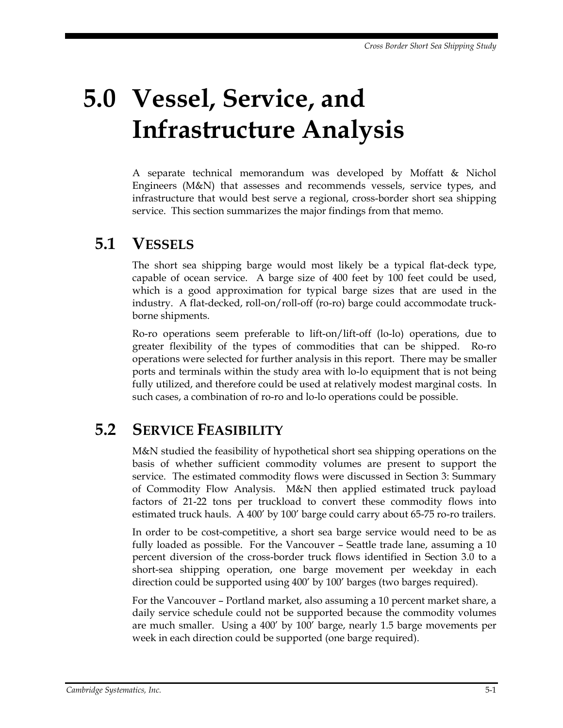# 5.0 Vessel, Service, and Infrastructure Analysis

A separate technical memorandum was developed by Moffatt & Nichol Engineers (M&N) that assesses and recommends vessels, service types, and infrastructure that would best serve a regional, cross-border short sea shipping service. This section summarizes the major findings from that memo.

## 5.1 VESSELS

The short sea shipping barge would most likely be a typical flat-deck type, capable of ocean service. A barge size of 400 feet by 100 feet could be used, which is a good approximation for typical barge sizes that are used in the industry. A flat-decked, roll-on/roll-off (ro-ro) barge could accommodate truck-borne shipments.

Ro-ro operations seem preferable to lift-on/lift-off (lo-lo) operations, due to greater flexibility of the types of commodities that can be shipped. Ro-ro operations were selected for further analysis in this report. There may be smaller ports and terminals within the study area with lo-lo equipment that is not being fully utilized, and therefore could be used at relatively modest marginal costs. In such cases, a combination of ro-ro and lo-lo operations could be possible.

## 5.2 SERVICE FEASIBILITY

M&N studied the feasibility of hypothetical short sea shipping operations on the basis of whether sufficient commodity volumes are present to support the service. The estimated commodity flows were discussed in Section 3: Summary of Commodity Flow Analysis. M&N then applied estimated truck payload factors of 21-22 tons per truckload to convert these commodity flows into estimated truck hauls. A 400' by 100' barge could carry about 65-75 ro-ro trailers.

In order to be cost-competitive, a short sea barge service would need to be as fully loaded as possible. For the Vancouver – Seattle trade lane, assuming a 10 percent diversion of the cross-border truck flows identified in Section 3.0 to a short-sea shipping operation, one barge movement per weekday in each direction could be supported using 400' by 100' barges (two barges required).

For the Vancouver – Portland market, also assuming a 10 percent market share, a daily service schedule could not be supported because the commodity volumes are much smaller. Using a 400' by 100' barge, nearly 1.5 barge movements per week in each direction could be supported (one barge required).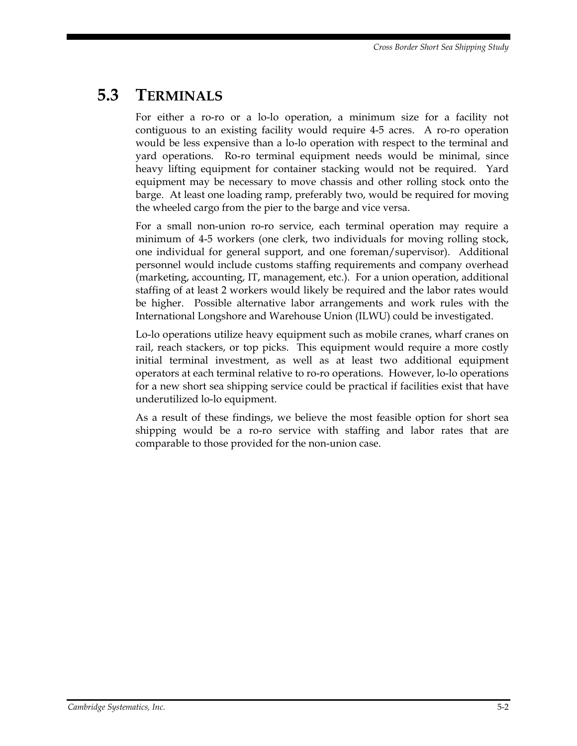## 5.3 TERMINALS

For either a ro-ro or a lo-lo operation, a minimum size for a facility not contiguous to an existing facility would require 4-5 acres. A ro-ro operation would be less expensive than a lo-lo operation with respect to the terminal and yard operations. Ro-ro terminal equipment needs would be minimal, since heavy lifting equipment for container stacking would not be required. Yard equipment may be necessary to move chassis and other rolling stock onto the barge. At least one loading ramp, preferably two, would be required for moving the wheeled cargo from the pier to the barge and vice versa.

For a small non-union ro-ro service, each terminal operation may require a minimum of 4-5 workers (one clerk, two individuals for moving rolling stock, one individual for general support, and one foreman/supervisor). Additional personnel would include customs staffing requirements and company overhead (marketing, accounting, IT, management, etc.). For a union operation, additional staffing of at least 2 workers would likely be required and the labor rates would be higher. Possible alternative labor arrangements and work rules with the International Longshore and Warehouse Union (ILWU) could be investigated.

Lo-lo operations utilize heavy equipment such as mobile cranes, wharf cranes on rail, reach stackers, or top picks. This equipment would require a more costly initial terminal investment, as well as at least two additional equipment operators at each terminal relative to ro-ro operations. However, lo-lo operations for a new short sea shipping service could be practical if facilities exist that have underutilized lo-lo equipment.

As a result of these findings, we believe the most feasible option for short sea shipping would be a ro-ro service with staffing and labor rates that are comparable to those provided for the non-union case.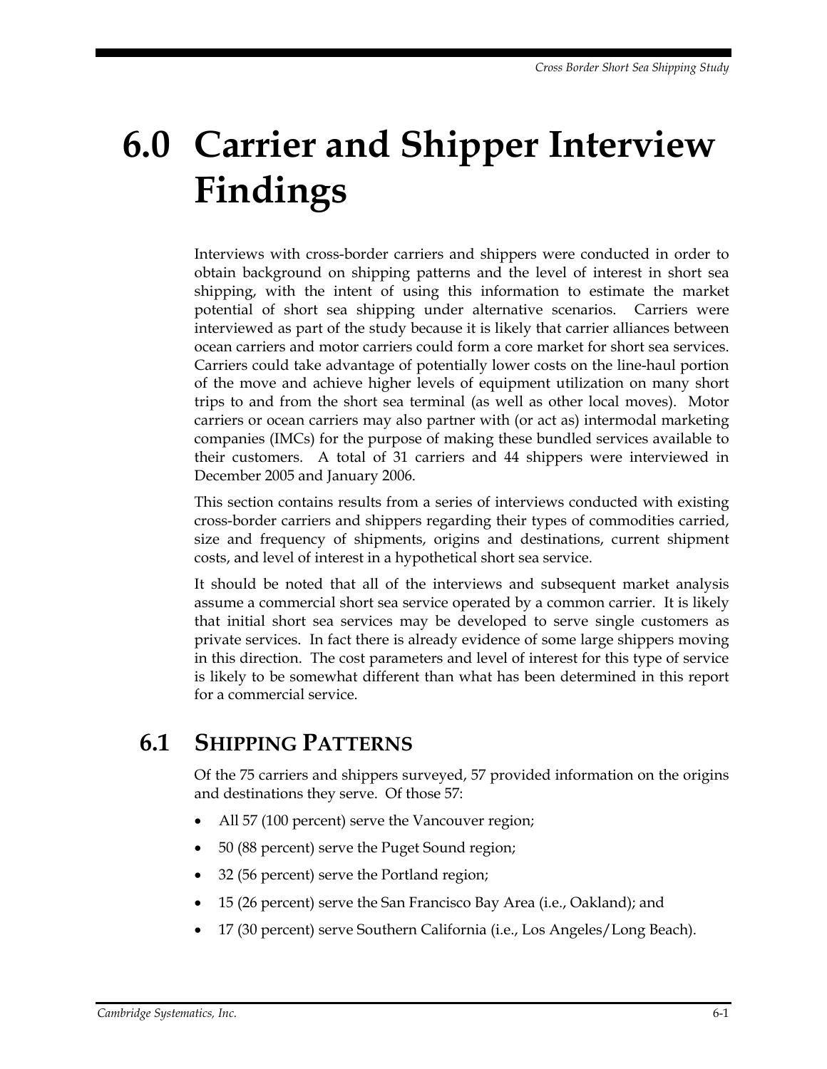# 6.0 Carrier and Shipper Interview Findings

Interviews with cross-border carriers and shippers were conducted in order to obtain background on shipping patterns and the level of interest in short sea shipping, with the intent of using this information to estimate the market potential of short sea shipping under alternative scenarios. Carriers were interviewed as part of the study because it is likely that carrier alliances between ocean carriers and motor carriers could form a core market for short sea services. Carriers could take advantage of potentially lower costs on the line-haul portion of the move and achieve higher levels of equipment utilization on many short trips to and from the short sea terminal (as well as other local moves). Motor carriers or ocean carriers may also partner with (or act as) intermodal marketing companies (IMCs) for the purpose of making these bundled services available to their customers. A total of 31 carriers and 44 shippers were interviewed in December 2005 and January 2006.

This section contains results from a series of interviews conducted with existing cross-border carriers and shippers regarding their types of commodities carried, size and frequency of shipments, origins and destinations, current shipment costs, and level of interest in a hypothetical short sea service.

It should be noted that all of the interviews and subsequent market analysis assume a commercial short sea service operated by a common carrier. It is likely that initial short sea services may be developed to serve single customers as private services. In fact there is already evidence of some large shippers moving in this direction. The cost parameters and level of interest for this type of service is likely to be somewhat different than what has been determined in this report for a commercial service.

## 6.1 Shipping Patterns

Of the 75 carriers and shippers surveyed, 57 provided information on the origins and destinations they serve. Of those 57:

- All 57 (100 percent) serve the Vancouver region;
- 50 (88 percent) serve the Puget Sound region;
- 32 (56 percent) serve the Portland region;
- 15 (26 percent) serve the San Francisco Bay Area (i.e., Oakland); and
- 17 (30 percent) serve Southern California (i.e., Los Angeles/Long Beach).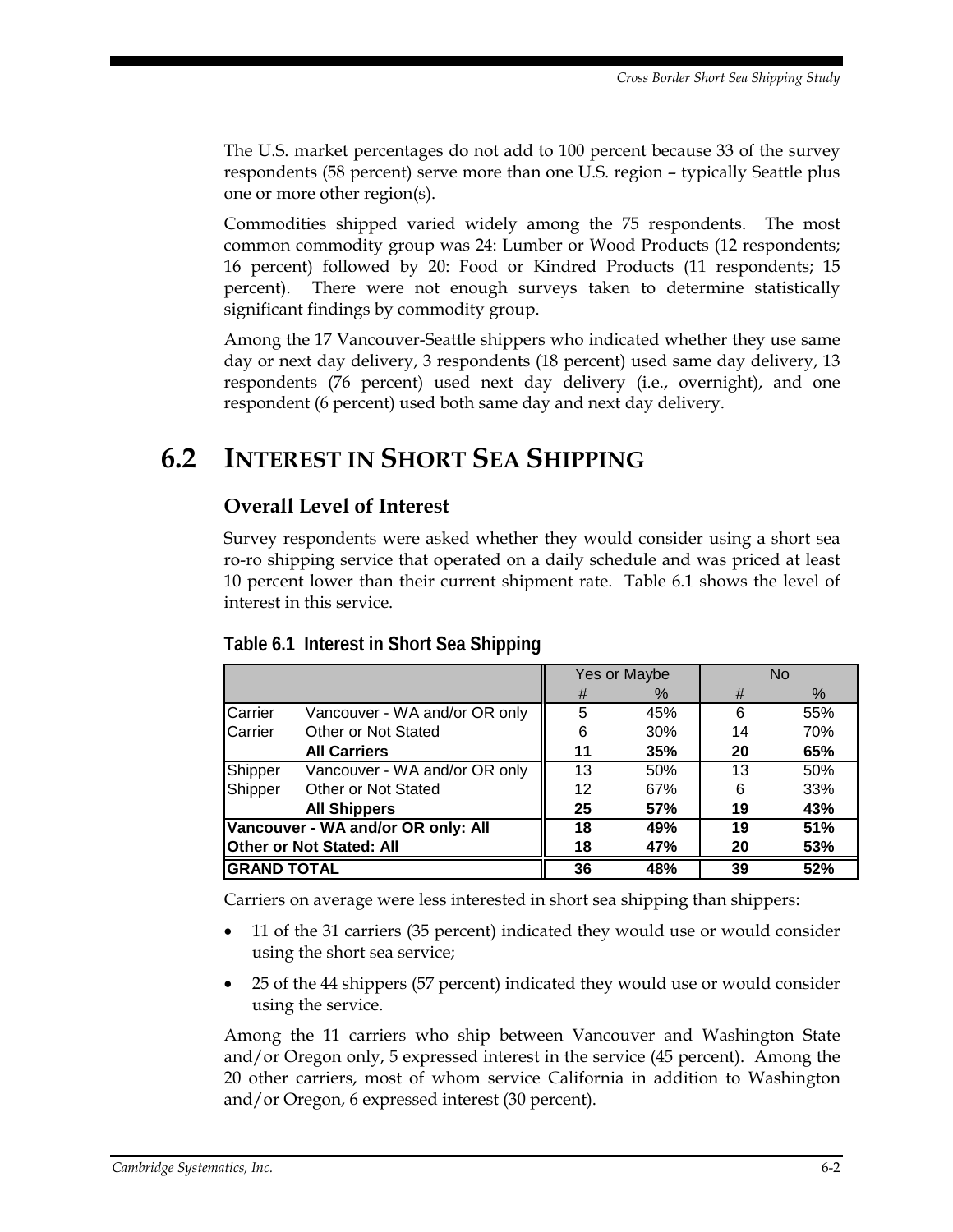The U.S. market percentages do not add to 100 percent because 33 of the survey respondents (58 percent) serve more than one U.S. region – typically Seattle plus one or more other region(s).

Commodities shipped varied widely among the 75 respondents. The most common commodity group was 24: Lumber or Wood Products (12 respondents; 16 percent) followed by 20: Food or Kindred Products (11 respondents; 15 percent). There were not enough surveys taken to determine statistically significant findings by commodity group.

Among the 17 Vancouver-Seattle shippers who indicated whether they use same day or next day delivery, 3 respondents (18 percent) used same day delivery, 13 respondents (76 percent) used next day delivery (i.e., overnight), and one respondent (6 percent) used both same day and next day delivery.

## 6.2 Interest in Short Sea Shipping

### Overall Level of Interest

Survey respondents were asked whether they would consider using a short sea ro-ro shipping service that operated on a daily schedule and was priced at least 10 percent lower than their current shipment rate. Table 6.1 shows the level of interest in this service.

**Table 6.1 Interest in Short Sea Shipping**

| | | Yes or Maybe | | No | |
|---|---|---|---|---|---|
| | | # | % | # | % |
| Carrier | Vancouver - WA and/or OR only | 5 | 45% | 6 | 55% |
| Carrier | Other or Not Stated | 6 | 30% | 14 | 70% |
| | **All Carriers** | **11** | **35%** | **20** | **65%** |
| Shipper | Vancouver - WA and/or OR only | 13 | 50% | 13 | 50% |
| Shipper | Other or Not Stated | 12 | 67% | 6 | 33% |
| | **All Shippers** | **25** | **57%** | **19** | **43%** |
| **Vancouver - WA and/or OR only: All** | | **18** | **49%** | **19** | **51%** |
| **Other or Not Stated: All** | | **18** | **47%** | **20** | **53%** |
| **GRAND TOTAL** | | **36** | **48%** | **39** | **52%** |

Carriers on average were less interested in short sea shipping than shippers:

- 11 of the 31 carriers (35 percent) indicated they would use or would consider using the short sea service;
- 25 of the 44 shippers (57 percent) indicated they would use or would consider using the service.

Among the 11 carriers who ship between Vancouver and Washington State and/or Oregon only, 5 expressed interest in the service (45 percent). Among the 20 other carriers, most of whom service California in addition to Washington and/or Oregon, 6 expressed interest (30 percent).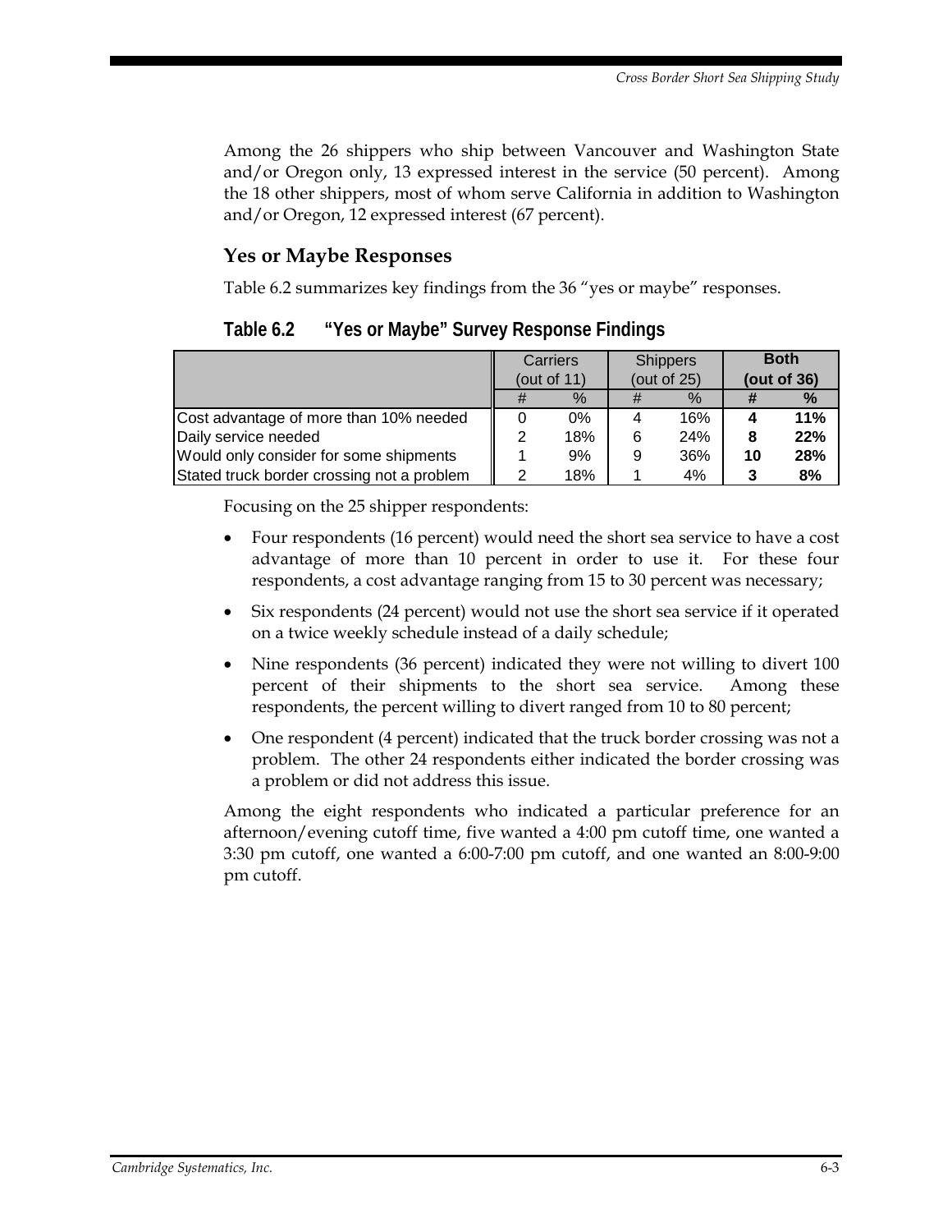Among the 26 shippers who ship between Vancouver and Washington State and/or Oregon only, 13 expressed interest in the service (50 percent). Among the 18 other shippers, most of whom serve California in addition to Washington and/or Oregon, 12 expressed interest (67 percent).

### Yes or Maybe Responses

Table 6.2 summarizes key findings from the 36 "yes or maybe" responses.

**Table 6.2 "Yes or Maybe" Survey Response Findings**

| | Carriers (out of 11) | | Shippers (out of 25) | | **Both (out of 36)** | |
|---|---|---|---|---|---|---|
| | # | % | # | % | **#** | **%** |
| Cost advantage of more than 10% needed | 0 | 0% | 4 | 16% | **4** | **11%** |
| Daily service needed | 2 | 18% | 6 | 24% | **8** | **22%** |
| Would only consider for some shipments | 1 | 9% | 9 | 36% | **10** | **28%** |
| Stated truck border crossing not a problem | 2 | 18% | 1 | 4% | **3** | **8%** |

Focusing on the 25 shipper respondents:

- Four respondents (16 percent) would need the short sea service to have a cost advantage of more than 10 percent in order to use it. For these four respondents, a cost advantage ranging from 15 to 30 percent was necessary;
- Six respondents (24 percent) would not use the short sea service if it operated on a twice weekly schedule instead of a daily schedule;
- Nine respondents (36 percent) indicated they were not willing to divert 100 percent of their shipments to the short sea service. Among these respondents, the percent willing to divert ranged from 10 to 80 percent;
- One respondent (4 percent) indicated that the truck border crossing was not a problem. The other 24 respondents either indicated the border crossing was a problem or did not address this issue.

Among the eight respondents who indicated a particular preference for an afternoon/evening cutoff time, five wanted a 4:00 pm cutoff time, one wanted a 3:30 pm cutoff, one wanted a 6:00-7:00 pm cutoff, and one wanted an 8:00-9:00 pm cutoff.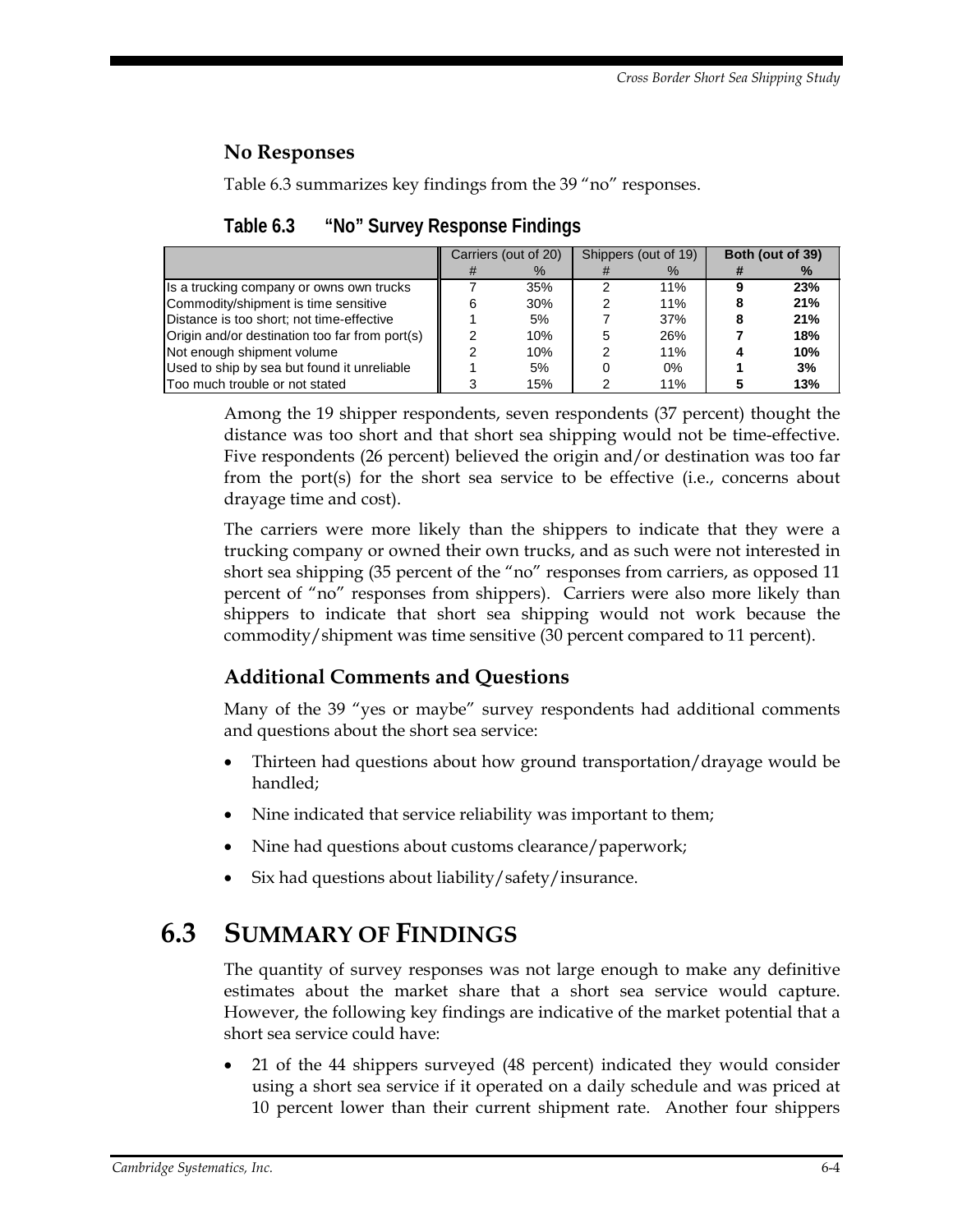### No Responses

Table 6.3 summarizes key findings from the 39 "no" responses.

**Table 6.3 "No" Survey Response Findings**

| | Carriers (out of 20) | | Shippers (out of 19) | | **Both (out of 39)** | |
|---|---|---|---|---|---|---|
| | # | % | # | % | **#** | **%** |
| Is a trucking company or owns own trucks | 7 | 35% | 2 | 11% | **9** | **23%** |
| Commodity/shipment is time sensitive | 6 | 30% | 2 | 11% | **8** | **21%** |
| Distance is too short; not time-effective | 1 | 5% | 7 | 37% | **8** | **21%** |
| Origin and/or destination too far from port(s) | 2 | 10% | 5 | 26% | **7** | **18%** |
| Not enough shipment volume | 2 | 10% | 2 | 11% | **4** | **10%** |
| Used to ship by sea but found it unreliable | 1 | 5% | 0 | 0% | **1** | **3%** |
| Too much trouble or not stated | 3 | 15% | 2 | 11% | **5** | **13%** |

Among the 19 shipper respondents, seven respondents (37 percent) thought the distance was too short and that short sea shipping would not be time-effective. Five respondents (26 percent) believed the origin and/or destination was too far from the port(s) for the short sea service to be effective (i.e., concerns about drayage time and cost).

The carriers were more likely than the shippers to indicate that they were a trucking company or owned their own trucks, and as such were not interested in short sea shipping (35 percent of the "no" responses from carriers, as opposed 11 percent of "no" responses from shippers). Carriers were also more likely than shippers to indicate that short sea shipping would not work because the commodity/shipment was time sensitive (30 percent compared to 11 percent).

### Additional Comments and Questions

Many of the 39 "yes or maybe" survey respondents had additional comments and questions about the short sea service:

- Thirteen had questions about how ground transportation/drayage would be handled;
- Nine indicated that service reliability was important to them;
- Nine had questions about customs clearance/paperwork;
- Six had questions about liability/safety/insurance.

## 6.3 Summary of Findings

The quantity of survey responses was not large enough to make any definitive estimates about the market share that a short sea service would capture. However, the following key findings are indicative of the market potential that a short sea service could have:

- 21 of the 44 shippers surveyed (48 percent) indicated they would consider using a short sea service if it operated on a daily schedule and was priced at 10 percent lower than their current shipment rate. Another four shippers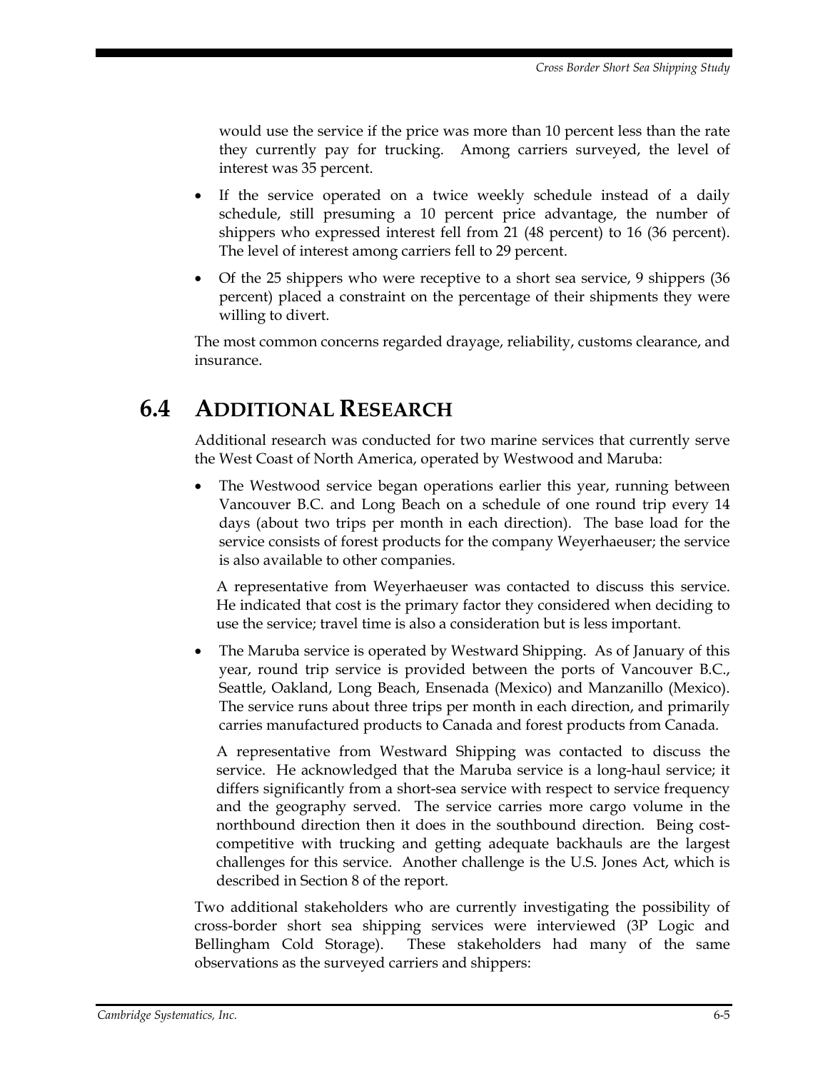would use the service if the price was more than 10 percent less than the rate they currently pay for trucking. Among carriers surveyed, the level of interest was 35 percent.

- If the service operated on a twice weekly schedule instead of a daily schedule, still presuming a 10 percent price advantage, the number of shippers who expressed interest fell from 21 (48 percent) to 16 (36 percent). The level of interest among carriers fell to 29 percent.
- Of the 25 shippers who were receptive to a short sea service, 9 shippers (36 percent) placed a constraint on the percentage of their shipments they were willing to divert.

The most common concerns regarded drayage, reliability, customs clearance, and insurance.

## 6.4 Additional Research

Additional research was conducted for two marine services that currently serve the West Coast of North America, operated by Westwood and Maruba:

- The Westwood service began operations earlier this year, running between Vancouver B.C. and Long Beach on a schedule of one round trip every 14 days (about two trips per month in each direction). The base load for the service consists of forest products for the company Weyerhaeuser; the service is also available to other companies.

  A representative from Weyerhaeuser was contacted to discuss this service. He indicated that cost is the primary factor they considered when deciding to use the service; travel time is also a consideration but is less important.

- The Maruba service is operated by Westward Shipping. As of January of this year, round trip service is provided between the ports of Vancouver B.C., Seattle, Oakland, Long Beach, Ensenada (Mexico) and Manzanillo (Mexico). The service runs about three trips per month in each direction, and primarily carries manufactured products to Canada and forest products from Canada.

  A representative from Westward Shipping was contacted to discuss the service. He acknowledged that the Maruba service is a long-haul service; it differs significantly from a short-sea service with respect to service frequency and the geography served. The service carries more cargo volume in the northbound direction then it does in the southbound direction. Being cost-competitive with trucking and getting adequate backhauls are the largest challenges for this service. Another challenge is the U.S. Jones Act, which is described in Section 8 of the report.

Two additional stakeholders who are currently investigating the possibility of cross-border short sea shipping services were interviewed (3P Logic and Bellingham Cold Storage). These stakeholders had many of the same observations as the surveyed carriers and shippers: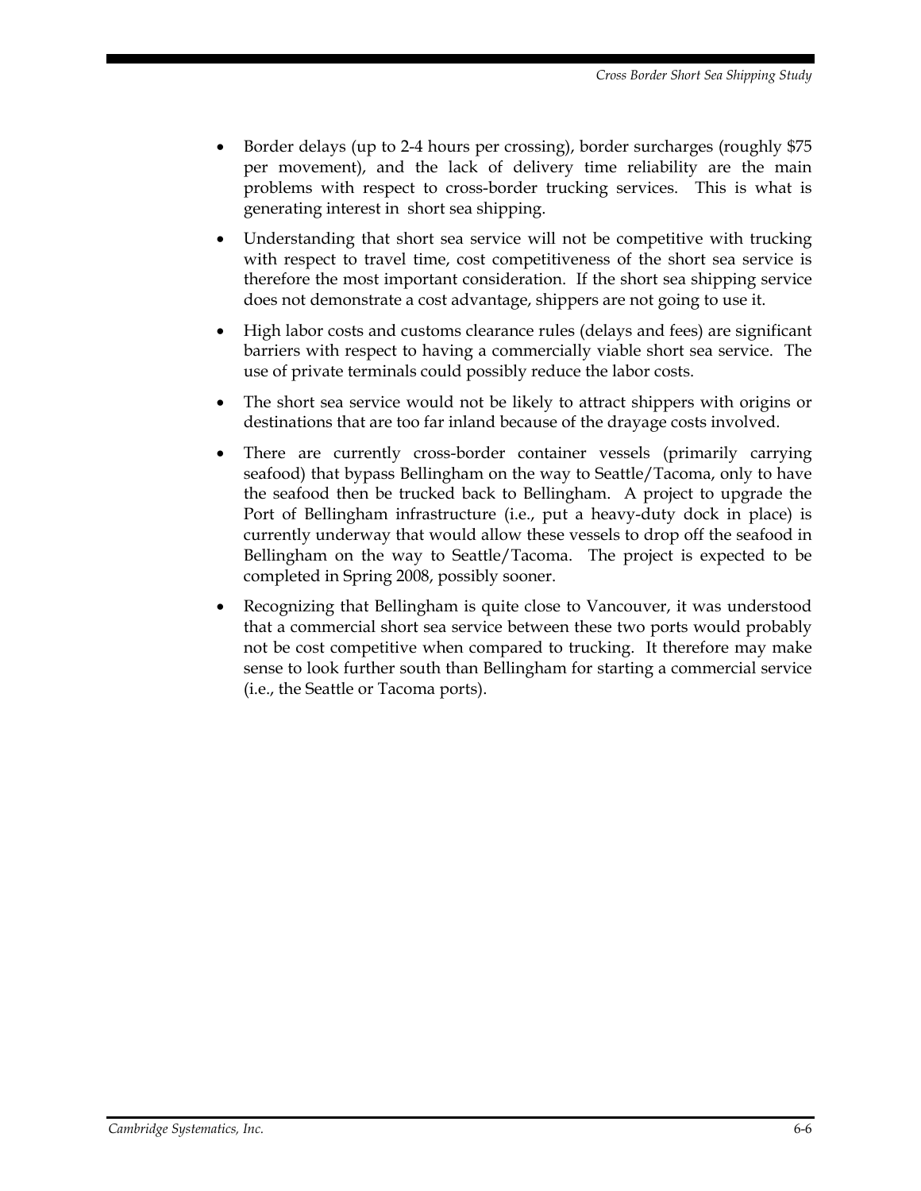- Border delays (up to 2-4 hours per crossing), border surcharges (roughly $75 per movement), and the lack of delivery time reliability are the main problems with respect to cross-border trucking services. This is what is generating interest in short sea shipping.
- Understanding that short sea service will not be competitive with trucking with respect to travel time, cost competitiveness of the short sea service is therefore the most important consideration. If the short sea shipping service does not demonstrate a cost advantage, shippers are not going to use it.
- High labor costs and customs clearance rules (delays and fees) are significant barriers with respect to having a commercially viable short sea service. The use of private terminals could possibly reduce the labor costs.
- The short sea service would not be likely to attract shippers with origins or destinations that are too far inland because of the drayage costs involved.
- There are currently cross-border container vessels (primarily carrying seafood) that bypass Bellingham on the way to Seattle/Tacoma, only to have the seafood then be trucked back to Bellingham. A project to upgrade the Port of Bellingham infrastructure (i.e., put a heavy-duty dock in place) is currently underway that would allow these vessels to drop off the seafood in Bellingham on the way to Seattle/Tacoma. The project is expected to be completed in Spring 2008, possibly sooner.
- Recognizing that Bellingham is quite close to Vancouver, it was understood that a commercial short sea service between these two ports would probably not be cost competitive when compared to trucking. It therefore may make sense to look further south than Bellingham for starting a commercial service (i.e., the Seattle or Tacoma ports).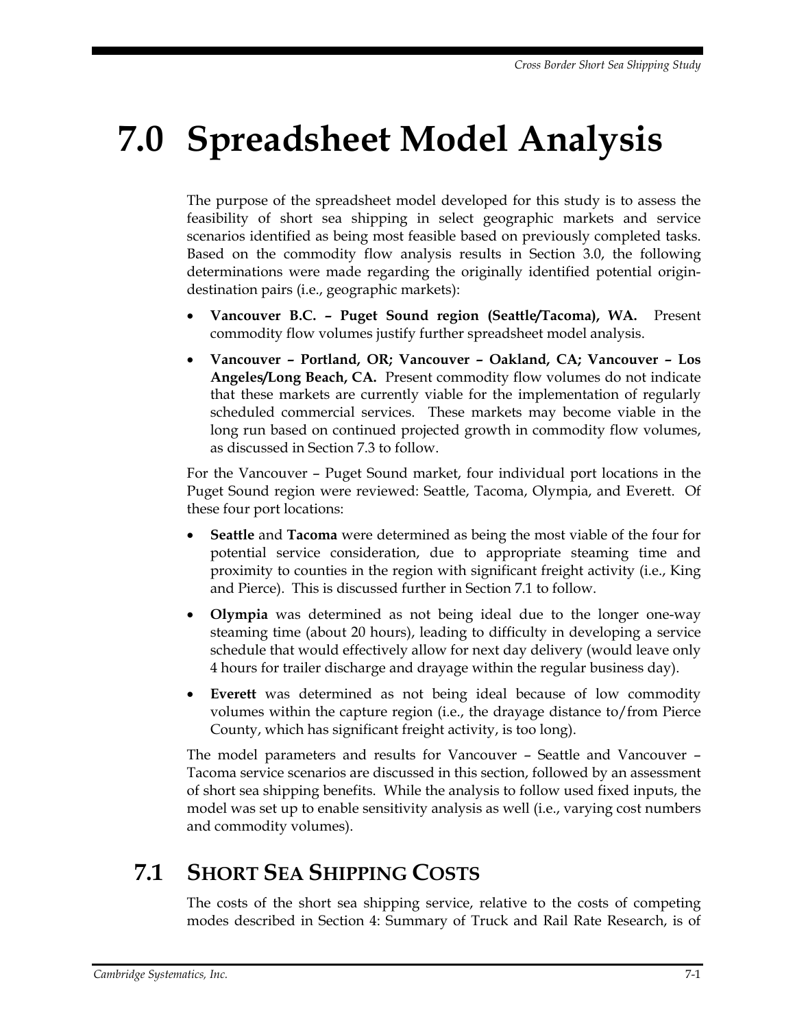# 7.0 Spreadsheet Model Analysis

The purpose of the spreadsheet model developed for this study is to assess the feasibility of short sea shipping in select geographic markets and service scenarios identified as being most feasible based on previously completed tasks. Based on the commodity flow analysis results in Section 3.0, the following determinations were made regarding the originally identified potential origin-destination pairs (i.e., geographic markets):

- **Vancouver B.C. – Puget Sound region (Seattle/Tacoma), WA.** Present commodity flow volumes justify further spreadsheet model analysis.
- **Vancouver – Portland, OR; Vancouver – Oakland, CA; Vancouver – Los Angeles/Long Beach, CA.** Present commodity flow volumes do not indicate that these markets are currently viable for the implementation of regularly scheduled commercial services. These markets may become viable in the long run based on continued projected growth in commodity flow volumes, as discussed in Section 7.3 to follow.

For the Vancouver – Puget Sound market, four individual port locations in the Puget Sound region were reviewed: Seattle, Tacoma, Olympia, and Everett. Of these four port locations:

- **Seattle** and **Tacoma** were determined as being the most viable of the four for potential service consideration, due to appropriate steaming time and proximity to counties in the region with significant freight activity (i.e., King and Pierce). This is discussed further in Section 7.1 to follow.
- **Olympia** was determined as not being ideal due to the longer one-way steaming time (about 20 hours), leading to difficulty in developing a service schedule that would effectively allow for next day delivery (would leave only 4 hours for trailer discharge and drayage within the regular business day).
- **Everett** was determined as not being ideal because of low commodity volumes within the capture region (i.e., the drayage distance to/from Pierce County, which has significant freight activity, is too long).

The model parameters and results for Vancouver – Seattle and Vancouver – Tacoma service scenarios are discussed in this section, followed by an assessment of short sea shipping benefits. While the analysis to follow used fixed inputs, the model was set up to enable sensitivity analysis as well (i.e., varying cost numbers and commodity volumes).

## 7.1 Short Sea Shipping Costs

The costs of the short sea shipping service, relative to the costs of competing modes described in Section 4: Summary of Truck and Rail Rate Research, is of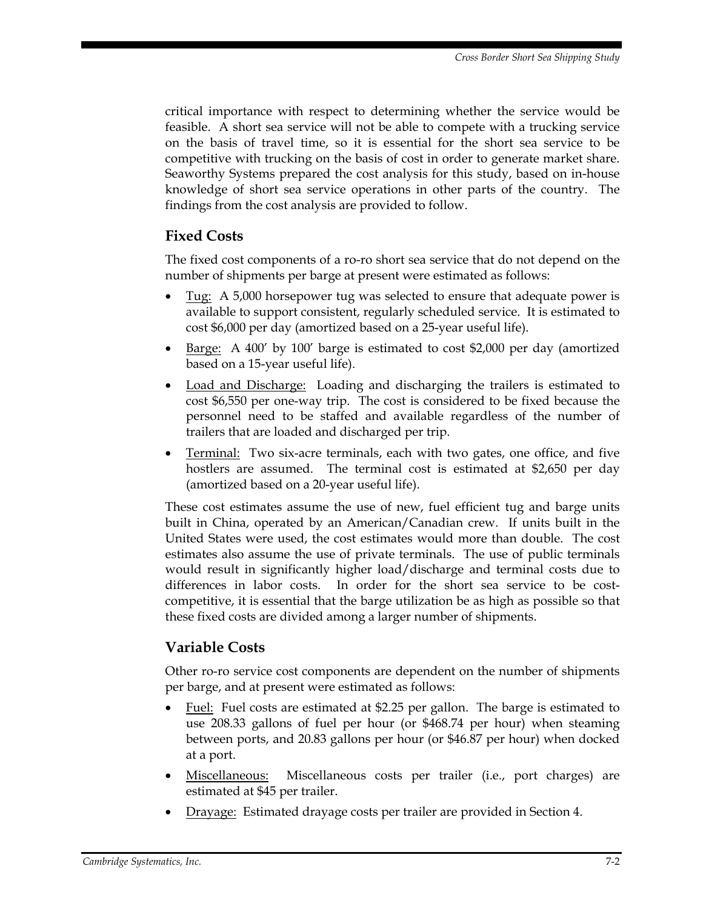critical importance with respect to determining whether the service would be feasible. A short sea service will not be able to compete with a trucking service on the basis of travel time, so it is essential for the short sea service to be competitive with trucking on the basis of cost in order to generate market share. Seaworthy Systems prepared the cost analysis for this study, based on in-house knowledge of short sea service operations in other parts of the country. The findings from the cost analysis are provided to follow.

## Fixed Costs

The fixed cost components of a ro-ro short sea service that do not depend on the number of shipments per barge at present were estimated as follows:

- Tug: A 5,000 horsepower tug was selected to ensure that adequate power is available to support consistent, regularly scheduled service. It is estimated to cost $6,000 per day (amortized based on a 25-year useful life).
- Barge: A 400′ by 100′ barge is estimated to cost $2,000 per day (amortized based on a 15-year useful life).
- Load and Discharge: Loading and discharging the trailers is estimated to cost $6,550 per one-way trip. The cost is considered to be fixed because the personnel need to be staffed and available regardless of the number of trailers that are loaded and discharged per trip.
- Terminal: Two six-acre terminals, each with two gates, one office, and five hostlers are assumed. The terminal cost is estimated at $2,650 per day (amortized based on a 20-year useful life).

These cost estimates assume the use of new, fuel efficient tug and barge units built in China, operated by an American/Canadian crew. If units built in the United States were used, the cost estimates would more than double. The cost estimates also assume the use of private terminals. The use of public terminals would result in significantly higher load/discharge and terminal costs due to differences in labor costs. In order for the short sea service to be cost-competitive, it is essential that the barge utilization be as high as possible so that these fixed costs are divided among a larger number of shipments.

## Variable Costs

Other ro-ro service cost components are dependent on the number of shipments per barge, and at present were estimated as follows:

- Fuel: Fuel costs are estimated at $2.25 per gallon. The barge is estimated to use 208.33 gallons of fuel per hour (or $468.74 per hour) when steaming between ports, and 20.83 gallons per hour (or $46.87 per hour) when docked at a port.
- Miscellaneous: Miscellaneous costs per trailer (i.e., port charges) are estimated at $45 per trailer.
- Drayage: Estimated drayage costs per trailer are provided in Section 4.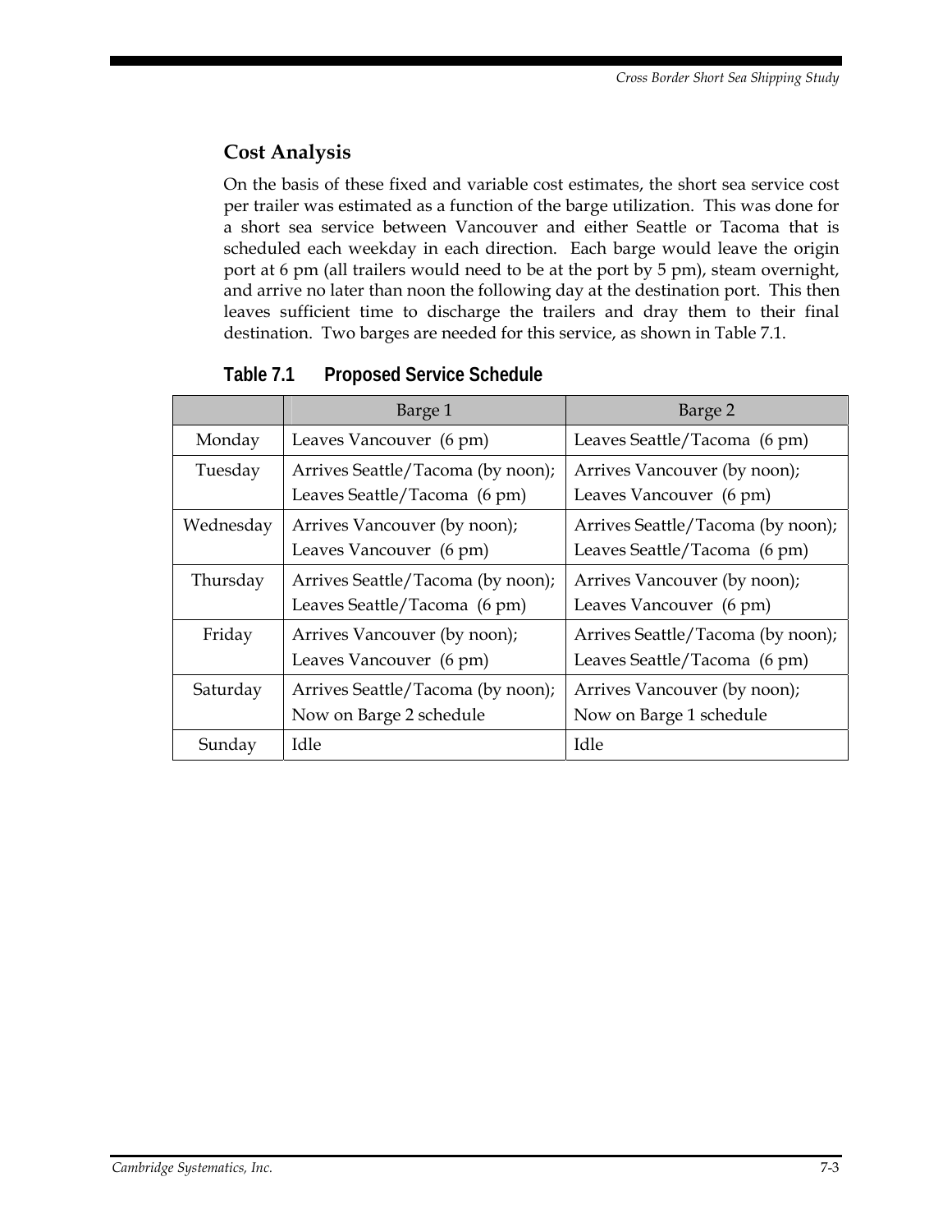## Cost Analysis

On the basis of these fixed and variable cost estimates, the short sea service cost per trailer was estimated as a function of the barge utilization. This was done for a short sea service between Vancouver and either Seattle or Tacoma that is scheduled each weekday in each direction. Each barge would leave the origin port at 6 pm (all trailers would need to be at the port by 5 pm), steam overnight, and arrive no later than noon the following day at the destination port. This then leaves sufficient time to discharge the trailers and dray them to their final destination. Two barges are needed for this service, as shown in Table 7.1.

**Table 7.1 Proposed Service Schedule**

| | Barge 1 | Barge 2 |
|---|---|---|
| Monday | Leaves Vancouver (6 pm) | Leaves Seattle/Tacoma (6 pm) |
| Tuesday | Arrives Seattle/Tacoma (by noon); Leaves Seattle/Tacoma (6 pm) | Arrives Vancouver (by noon); Leaves Vancouver (6 pm) |
| Wednesday | Arrives Vancouver (by noon); Leaves Vancouver (6 pm) | Arrives Seattle/Tacoma (by noon); Leaves Seattle/Tacoma (6 pm) |
| Thursday | Arrives Seattle/Tacoma (by noon); Leaves Seattle/Tacoma (6 pm) | Arrives Vancouver (by noon); Leaves Vancouver (6 pm) |
| Friday | Arrives Vancouver (by noon); Leaves Vancouver (6 pm) | Arrives Seattle/Tacoma (by noon); Leaves Seattle/Tacoma (6 pm) |
| Saturday | Arrives Seattle/Tacoma (by noon); Now on Barge 2 schedule | Arrives Vancouver (by noon); Now on Barge 1 schedule |
| Sunday | Idle | Idle |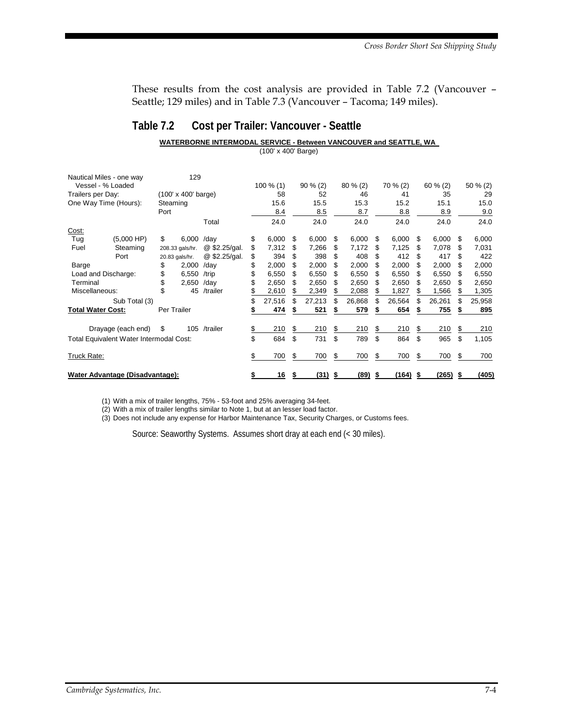These results from the cost analysis are provided in Table 7.2 (Vancouver – Seattle; 129 miles) and in Table 7.3 (Vancouver – Tacoma; 149 miles).

## Table 7.2 Cost per Trailer: Vancouver - Seattle

**WATERBORNE INTERMODAL SERVICE - Between VANCOUVER and SEATTLE, WA**

(100' x 400' Barge)

| | | | | | | | | | |
|---|---|---|---|---|---|---|---|---|---|
| Nautical Miles - one way | | 129 | | | | | | | |
| Vessel - % Loaded | | | | 100 % (1) | 90 % (2) | 80 % (2) | 70 % (2) | 60 % (2) | 50 % (2) |
| Trailers per Day: | | (100' x 400' barge) | | 58 | 52 | 46 | 41 | 35 | 29 |
| One Way Time (Hours): | | Steaming | | 15.6 | 15.5 | 15.3 | 15.2 | 15.1 | 15.0 |
| | | Port | | 8.4 | 8.5 | 8.7 | 8.8 | 8.9 | 9.0 |
| | | | Total | 24.0 | 24.0 | 24.0 | 24.0 | 24.0 | 24.0 |
| Cost: | | | | | | | | | |
| Tug | (5,000 HP) | $ 6,000 | /day | $ 6,000 | $ 6,000 | $ 6,000 | $ 6,000 | $ 6,000 | $ 6,000 |
| Fuel | Steaming | 208.33 gals/hr. | @ $2.25/gal. | $ 7,312 | $ 7,266 | $ 7,172 | $ 7,125 | $ 7,078 | $ 7,031 |
| | Port | 20.83 gals/hr. | @ $2.25/gal. | $ 394 | $ 398 | $ 408 | $ 412 | $ 417 | $ 422 |
| Barge | | $ 2,000 | /day | $ 2,000 | $ 2,000 | $ 2,000 | $ 2,000 | $ 2,000 | $ 2,000 |
| Load and Discharge: | | $ 6,550 | /trip | $ 6,550 | $ 6,550 | $ 6,550 | $ 6,550 | $ 6,550 | $ 6,550 |
| Terminal | | $ 2,650 | /day | $ 2,650 | $ 2,650 | $ 2,650 | $ 2,650 | $ 2,650 | $ 2,650 |
| Miscellaneous: | | $ 45 | /trailer | $ 2,610 | $ 2,349 | $ 2,088 | $ 1,827 | $ 1,566 | $ 1,305 |
| | Sub Total (3) | | | $ 27,516 | $ 27,213 | $ 26,868 | $ 26,564 | $ 26,261 | $ 25,958 |
| **Total Water Cost:** | | Per Trailer | | **$ 474** | **$ 521** | **$ 579** | **$ 654** | **$ 755** | **$ 895** |
| | Drayage (each end) | $ 105 | /trailer | $ 210 | $ 210 | $ 210 | $ 210 | $ 210 | $ 210 |
| Total Equivalent Water Intermodal Cost: | | | | $ 684 | $ 731 | $ 789 | $ 864 | $ 965 | $ 1,105 |
| Truck Rate: | | | | $ 700 | $ 700 | $ 700 | $ 700 | $ 700 | $ 700 |
| **Water Advantage (Disadvantage):** | | | | **$ 16** | **$ (31)** | **$ (89)** | **$ (164)** | **$ (265)** | **$ (405)** |

(1) With a mix of trailer lengths, 75% - 53-foot and 25% averaging 34-feet.

(2) With a mix of trailer lengths similar to Note 1, but at an lesser load factor.

(3) Does not include any expense for Harbor Maintenance Tax, Security Charges, or Customs fees.

Source: Seaworthy Systems. Assumes short dray at each end (< 30 miles).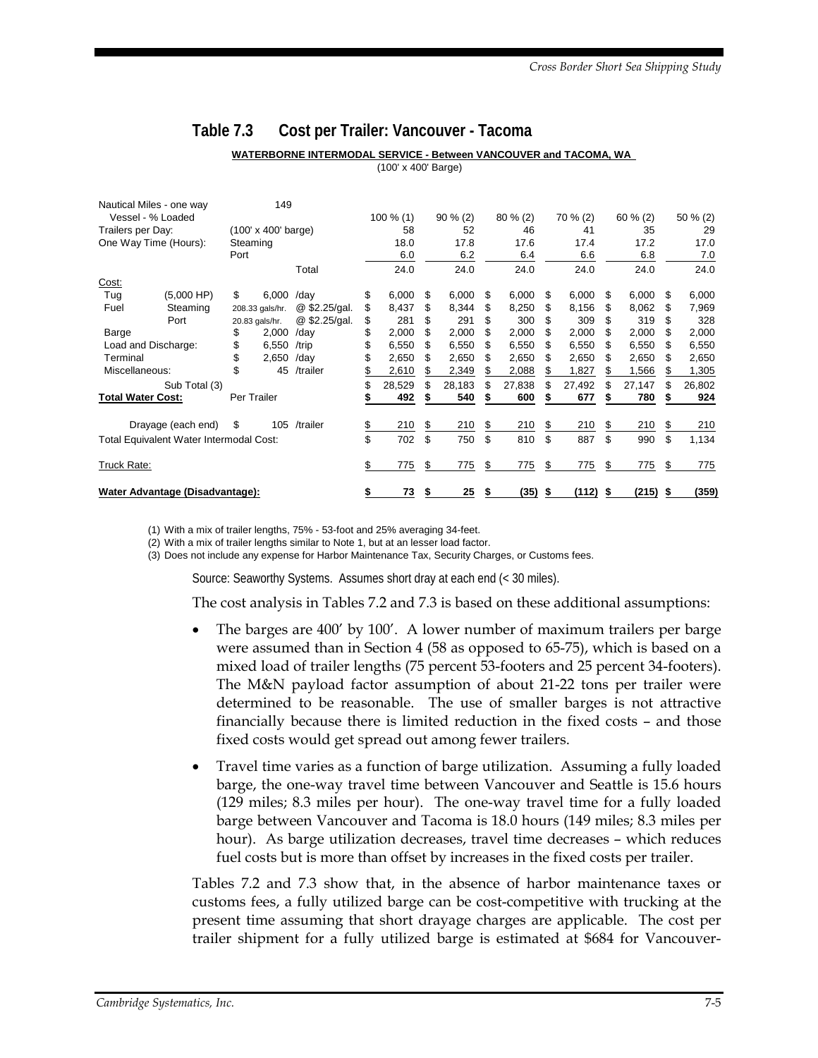## Table 7.3 Cost per Trailer: Vancouver - Tacoma

**WATERBORNE INTERMODAL SERVICE - Between VANCOUVER and TACOMA, WA**
(100' x 400' Barge)

| | | | | | 100 % (1) | 90 % (2) | 80 % (2) | 70 % (2) | 60 % (2) | 50 % (2) |
|---|---|---|---|---|---|---|---|---|---|---|
| Nautical Miles - one way | | 149 | | | | | | | | |
| Vessel - % Loaded | | | | | 100 % (1) | 90 % (2) | 80 % (2) | 70 % (2) | 60 % (2) | 50 % (2) |
| Trailers per Day: | | (100' x 400' barge) | | | 58 | 52 | 46 | 41 | 35 | 29 |
| One Way Time (Hours): | | Steaming | | | 18.0 | 17.8 | 17.6 | 17.4 | 17.2 | 17.0 |
| | | Port | | | 6.0 | 6.2 | 6.4 | 6.6 | 6.8 | 7.0 |
| | | | | Total | 24.0 | 24.0 | 24.0 | 24.0 | 24.0 | 24.0 |
| Cost: | | | | | | | | | | |
| Tug | (5,000 HP) | $ | 6,000 | /day | $ 6,000 | $ 6,000 | $ 6,000 | $ 6,000 | $ 6,000 | $ 6,000 |
| Fuel | Steaming | | 208.33 gals/hr. | @ $2.25/gal. | $ 8,437 | $ 8,344 | $ 8,250 | $ 8,156 | $ 8,062 | $ 7,969 |
| | Port | | 20.83 gals/hr. | @ $2.25/gal. | $ 281 | $ 291 | $ 300 | $ 309 | $ 319 | $ 328 |
| Barge | | $ | 2,000 | /day | $ 2,000 | $ 2,000 | $ 2,000 | $ 2,000 | $ 2,000 | $ 2,000 |
| Load and Discharge: | | $ | 6,550 | /trip | $ 6,550 | $ 6,550 | $ 6,550 | $ 6,550 | $ 6,550 | $ 6,550 |
| Terminal | | $ | 2,650 | /day | $ 2,650 | $ 2,650 | $ 2,650 | $ 2,650 | $ 2,650 | $ 2,650 |
| Miscellaneous: | | $ | 45 | /trailer | $ 2,610 | $ 2,349 | $ 2,088 | $ 1,827 | $ 1,566 | $ 1,305 |
| Sub Total (3) | | | | | $ 28,529 | $ 28,183 | $ 27,838 | $ 27,492 | $ 27,147 | $ 26,802 |
| **Total Water Cost:** | | Per Trailer | | | **$ 492** | **$ 540** | **$ 600** | **$ 677** | **$ 780** | **$ 924** |
| Drayage (each end) | | $ | 105 | /trailer | $ 210 | $ 210 | $ 210 | $ 210 | $ 210 | $ 210 |
| Total Equivalent Water Intermodal Cost: | | | | | $ 702 | $ 750 | $ 810 | $ 887 | $ 990 | $ 1,134 |
| Truck Rate: | | | | | $ 775 | $ 775 | $ 775 | $ 775 | $ 775 | $ 775 |
| **Water Advantage (Disadvantage):** | | | | | **$ 73** | **$ 25** | **$ (35)** | **$ (112)** | **$ (215)** | **$ (359)** |

(1) With a mix of trailer lengths, 75% - 53-foot and 25% averaging 34-feet.
(2) With a mix of trailer lengths similar to Note 1, but at an lesser load factor.
(3) Does not include any expense for Harbor Maintenance Tax, Security Charges, or Customs fees.

Source: Seaworthy Systems. Assumes short dray at each end (< 30 miles).

The cost analysis in Tables 7.2 and 7.3 is based on these additional assumptions:

- The barges are 400′ by 100′. A lower number of maximum trailers per barge were assumed than in Section 4 (58 as opposed to 65-75), which is based on a mixed load of trailer lengths (75 percent 53-footers and 25 percent 34-footers). The M&N payload factor assumption of about 21-22 tons per trailer were determined to be reasonable. The use of smaller barges is not attractive financially because there is limited reduction in the fixed costs – and those fixed costs would get spread out among fewer trailers.
- Travel time varies as a function of barge utilization. Assuming a fully loaded barge, the one-way travel time between Vancouver and Seattle is 15.6 hours (129 miles; 8.3 miles per hour). The one-way travel time for a fully loaded barge between Vancouver and Tacoma is 18.0 hours (149 miles; 8.3 miles per hour). As barge utilization decreases, travel time decreases – which reduces fuel costs but is more than offset by increases in the fixed costs per trailer.

Tables 7.2 and 7.3 show that, in the absence of harbor maintenance taxes or customs fees, a fully utilized barge can be cost-competitive with trucking at the present time assuming that short drayage charges are applicable. The cost per trailer shipment for a fully utilized barge is estimated at $684 for Vancouver-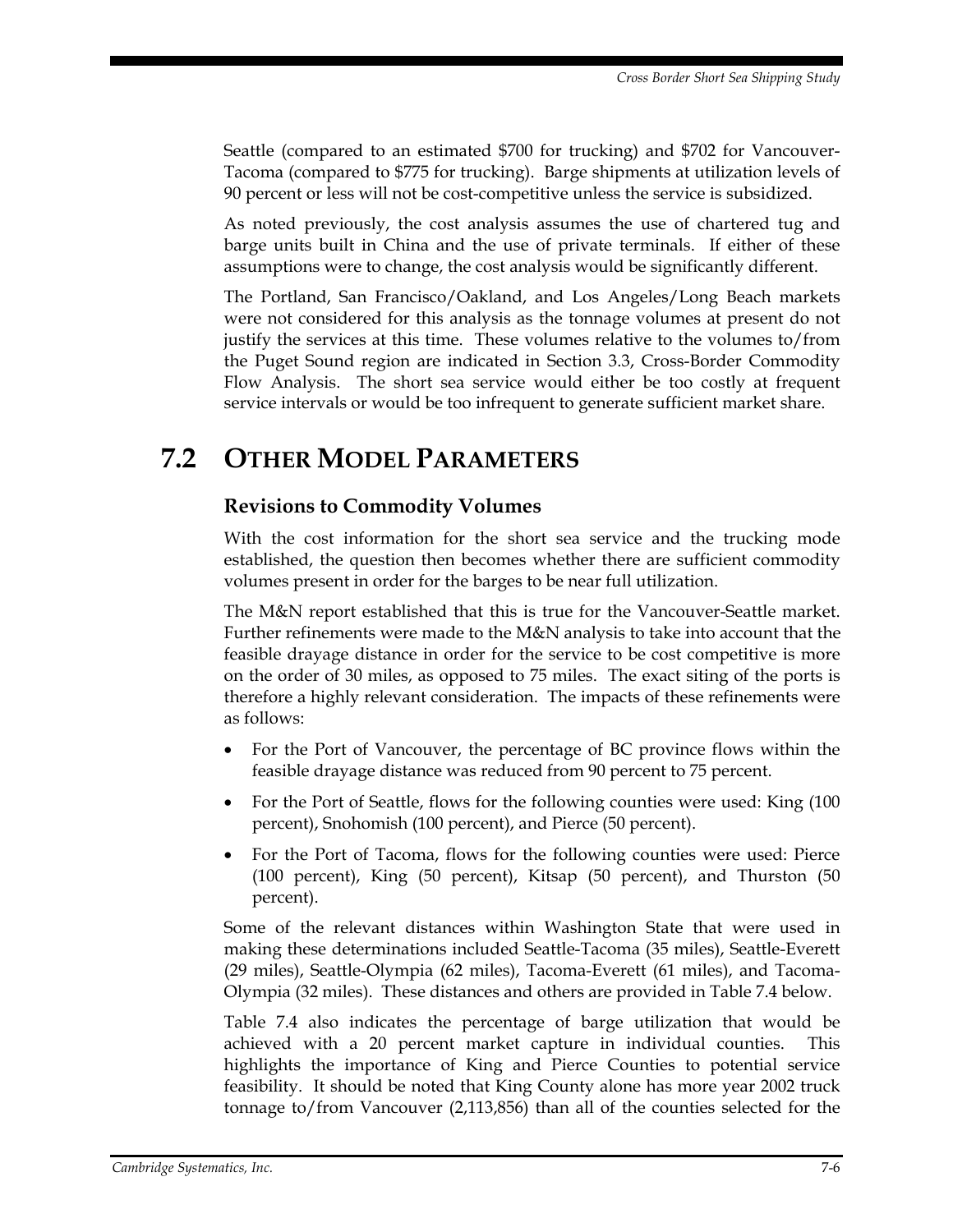Seattle (compared to an estimated $700 for trucking) and $702 for Vancouver-Tacoma (compared to $775 for trucking). Barge shipments at utilization levels of 90 percent or less will not be cost-competitive unless the service is subsidized.

As noted previously, the cost analysis assumes the use of chartered tug and barge units built in China and the use of private terminals. If either of these assumptions were to change, the cost analysis would be significantly different.

The Portland, San Francisco/Oakland, and Los Angeles/Long Beach markets were not considered for this analysis as the tonnage volumes at present do not justify the services at this time. These volumes relative to the volumes to/from the Puget Sound region are indicated in Section 3.3, Cross-Border Commodity Flow Analysis. The short sea service would either be too costly at frequent service intervals or would be too infrequent to generate sufficient market share.

## 7.2 Other Model Parameters

### Revisions to Commodity Volumes

With the cost information for the short sea service and the trucking mode established, the question then becomes whether there are sufficient commodity volumes present in order for the barges to be near full utilization.

The M&N report established that this is true for the Vancouver-Seattle market. Further refinements were made to the M&N analysis to take into account that the feasible drayage distance in order for the service to be cost competitive is more on the order of 30 miles, as opposed to 75 miles. The exact siting of the ports is therefore a highly relevant consideration. The impacts of these refinements were as follows:

- For the Port of Vancouver, the percentage of BC province flows within the feasible drayage distance was reduced from 90 percent to 75 percent.
- For the Port of Seattle, flows for the following counties were used: King (100 percent), Snohomish (100 percent), and Pierce (50 percent).
- For the Port of Tacoma, flows for the following counties were used: Pierce (100 percent), King (50 percent), Kitsap (50 percent), and Thurston (50 percent).

Some of the relevant distances within Washington State that were used in making these determinations included Seattle-Tacoma (35 miles), Seattle-Everett (29 miles), Seattle-Olympia (62 miles), Tacoma-Everett (61 miles), and Tacoma-Olympia (32 miles). These distances and others are provided in Table 7.4 below.

Table 7.4 also indicates the percentage of barge utilization that would be achieved with a 20 percent market capture in individual counties. This highlights the importance of King and Pierce Counties to potential service feasibility. It should be noted that King County alone has more year 2002 truck tonnage to/from Vancouver (2,113,856) than all of the counties selected for the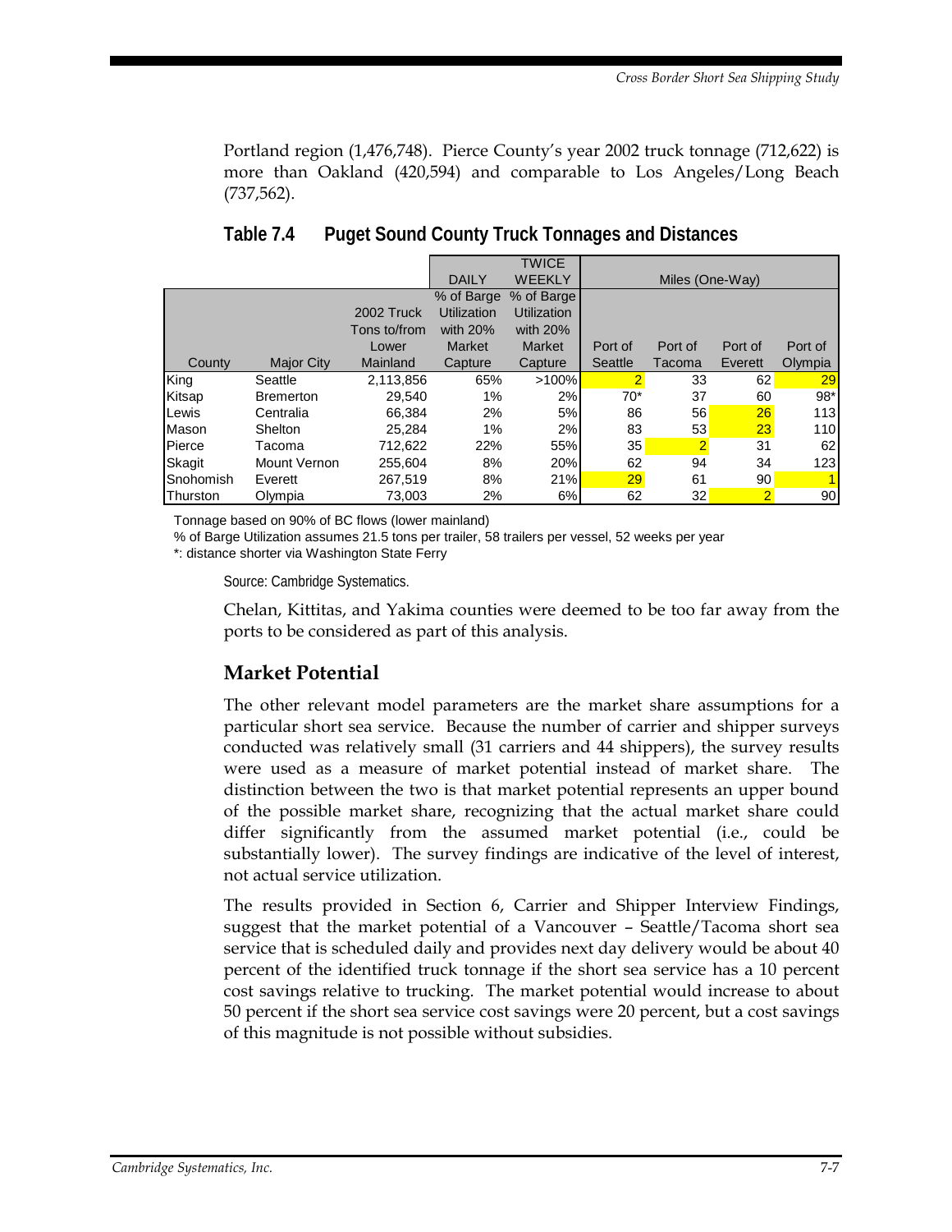Portland region (1,476,748). Pierce County's year 2002 truck tonnage (712,622) is more than Oakland (420,594) and comparable to Los Angeles/Long Beach (737,562).

## Table 7.4 Puget Sound County Truck Tonnages and Distances

| | | | DAILY | TWICE WEEKLY | Miles (One-Way) | | | |
|---|---|---|---|---|---|---|---|---|
| County | Major City | 2002 Truck Tons to/from Lower Mainland | % of Barge Utilization with 20% Market Capture | % of Barge Utilization with 20% Market Capture | Port of Seattle | Port of Tacoma | Port of Everett | Port of Olympia |
| King | Seattle | 2,113,856 | 65% | >100% | 2 | 33 | 62 | 29 |
| Kitsap | Bremerton | 29,540 | 1% | 2% | 70* | 37 | 60 | 98* |
| Lewis | Centralia | 66,384 | 2% | 5% | 86 | 56 | 26 | 113 |
| Mason | Shelton | 25,284 | 1% | 2% | 83 | 53 | 23 | 110 |
| Pierce | Tacoma | 712,622 | 22% | 55% | 35 | 2 | 31 | 62 |
| Skagit | Mount Vernon | 255,604 | 8% | 20% | 62 | 94 | 34 | 123 |
| Snohomish | Everett | 267,519 | 8% | 21% | 29 | 61 | 90 | 1 |
| Thurston | Olympia | 73,003 | 2% | 6% | 62 | 32 | 2 | 90 |

Tonnage based on 90% of BC flows (lower mainland)

% of Barge Utilization assumes 21.5 tons per trailer, 58 trailers per vessel, 52 weeks per year

*: distance shorter via Washington State Ferry

Source: Cambridge Systematics.

Chelan, Kittitas, and Yakima counties were deemed to be too far away from the ports to be considered as part of this analysis.

### Market Potential

The other relevant model parameters are the market share assumptions for a particular short sea service. Because the number of carrier and shipper surveys conducted was relatively small (31 carriers and 44 shippers), the survey results were used as a measure of market potential instead of market share. The distinction between the two is that market potential represents an upper bound of the possible market share, recognizing that the actual market share could differ significantly from the assumed market potential (i.e., could be substantially lower). The survey findings are indicative of the level of interest, not actual service utilization.

The results provided in Section 6, Carrier and Shipper Interview Findings, suggest that the market potential of a Vancouver – Seattle/Tacoma short sea service that is scheduled daily and provides next day delivery would be about 40 percent of the identified truck tonnage if the short sea service has a 10 percent cost savings relative to trucking. The market potential would increase to about 50 percent if the short sea service cost savings were 20 percent, but a cost savings of this magnitude is not possible without subsidies.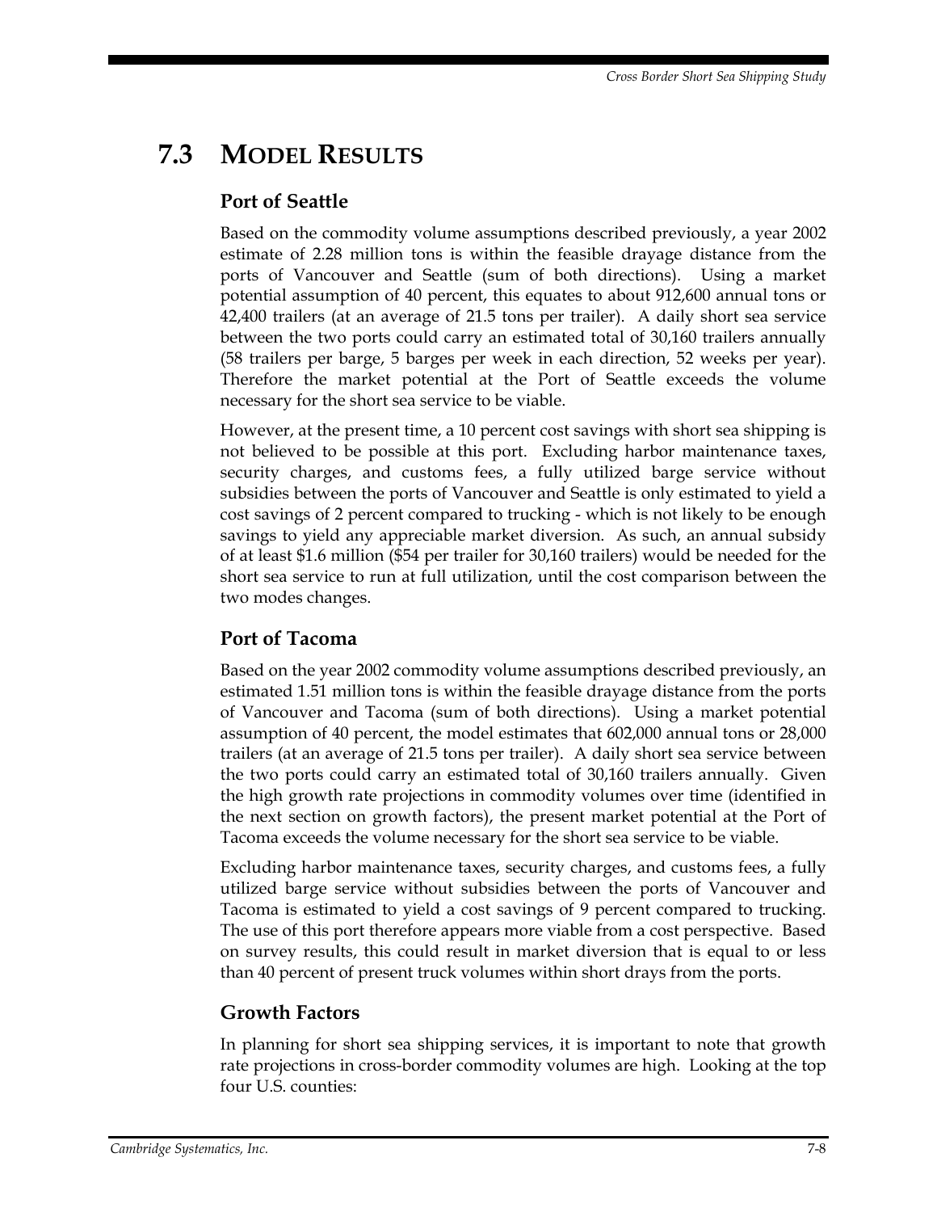## 7.3 Model Results

### Port of Seattle

Based on the commodity volume assumptions described previously, a year 2002 estimate of 2.28 million tons is within the feasible drayage distance from the ports of Vancouver and Seattle (sum of both directions). Using a market potential assumption of 40 percent, this equates to about 912,600 annual tons or 42,400 trailers (at an average of 21.5 tons per trailer). A daily short sea service between the two ports could carry an estimated total of 30,160 trailers annually (58 trailers per barge, 5 barges per week in each direction, 52 weeks per year). Therefore the market potential at the Port of Seattle exceeds the volume necessary for the short sea service to be viable.

However, at the present time, a 10 percent cost savings with short sea shipping is not believed to be possible at this port. Excluding harbor maintenance taxes, security charges, and customs fees, a fully utilized barge service without subsidies between the ports of Vancouver and Seattle is only estimated to yield a cost savings of 2 percent compared to trucking - which is not likely to be enough savings to yield any appreciable market diversion. As such, an annual subsidy of at least $1.6 million ($54 per trailer for 30,160 trailers) would be needed for the short sea service to run at full utilization, until the cost comparison between the two modes changes.

### Port of Tacoma

Based on the year 2002 commodity volume assumptions described previously, an estimated 1.51 million tons is within the feasible drayage distance from the ports of Vancouver and Tacoma (sum of both directions). Using a market potential assumption of 40 percent, the model estimates that 602,000 annual tons or 28,000 trailers (at an average of 21.5 tons per trailer). A daily short sea service between the two ports could carry an estimated total of 30,160 trailers annually. Given the high growth rate projections in commodity volumes over time (identified in the next section on growth factors), the present market potential at the Port of Tacoma exceeds the volume necessary for the short sea service to be viable.

Excluding harbor maintenance taxes, security charges, and customs fees, a fully utilized barge service without subsidies between the ports of Vancouver and Tacoma is estimated to yield a cost savings of 9 percent compared to trucking. The use of this port therefore appears more viable from a cost perspective. Based on survey results, this could result in market diversion that is equal to or less than 40 percent of present truck volumes within short drays from the ports.

### Growth Factors

In planning for short sea shipping services, it is important to note that growth rate projections in cross-border commodity volumes are high. Looking at the top four U.S. counties: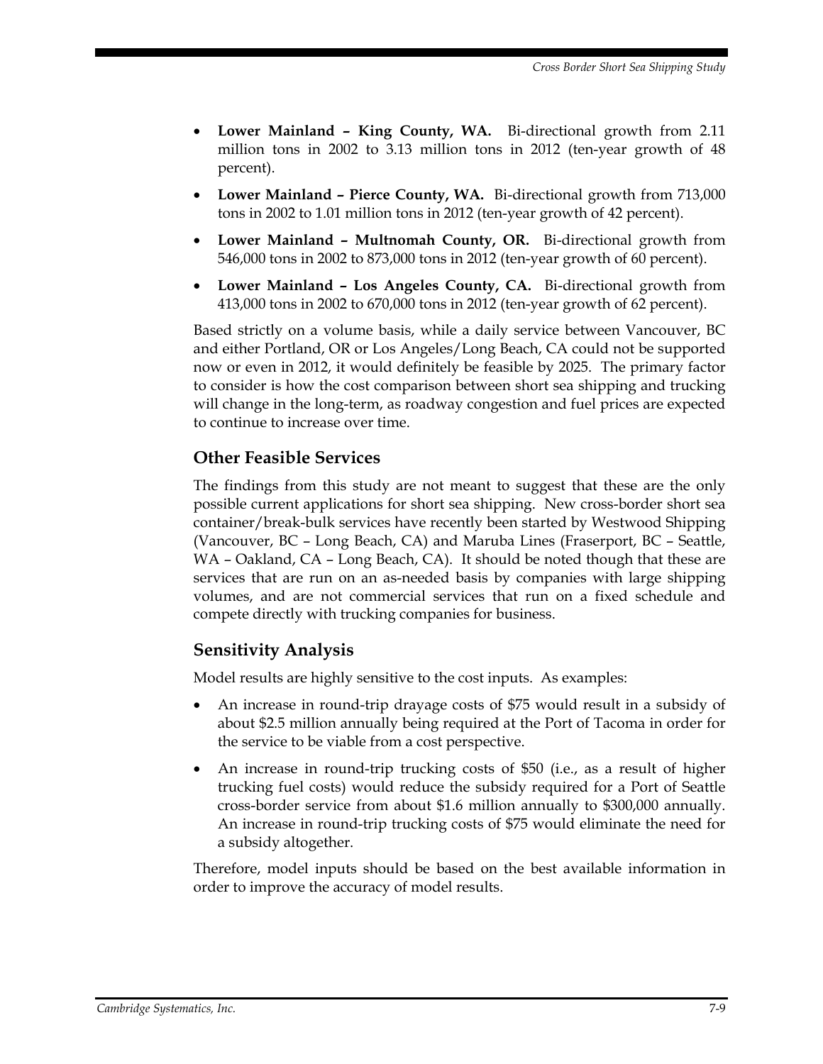- **Lower Mainland – King County, WA.** Bi-directional growth from 2.11 million tons in 2002 to 3.13 million tons in 2012 (ten-year growth of 48 percent).
- **Lower Mainland – Pierce County, WA.** Bi-directional growth from 713,000 tons in 2002 to 1.01 million tons in 2012 (ten-year growth of 42 percent).
- **Lower Mainland – Multnomah County, OR.** Bi-directional growth from 546,000 tons in 2002 to 873,000 tons in 2012 (ten-year growth of 60 percent).
- **Lower Mainland – Los Angeles County, CA.** Bi-directional growth from 413,000 tons in 2002 to 670,000 tons in 2012 (ten-year growth of 62 percent).

Based strictly on a volume basis, while a daily service between Vancouver, BC and either Portland, OR or Los Angeles/Long Beach, CA could not be supported now or even in 2012, it would definitely be feasible by 2025. The primary factor to consider is how the cost comparison between short sea shipping and trucking will change in the long-term, as roadway congestion and fuel prices are expected to continue to increase over time.

## Other Feasible Services

The findings from this study are not meant to suggest that these are the only possible current applications for short sea shipping. New cross-border short sea container/break-bulk services have recently been started by Westwood Shipping (Vancouver, BC – Long Beach, CA) and Maruba Lines (Fraserport, BC – Seattle, WA – Oakland, CA – Long Beach, CA). It should be noted though that these are services that are run on an as-needed basis by companies with large shipping volumes, and are not commercial services that run on a fixed schedule and compete directly with trucking companies for business.

## Sensitivity Analysis

Model results are highly sensitive to the cost inputs. As examples:

- An increase in round-trip drayage costs of $75 would result in a subsidy of about $2.5 million annually being required at the Port of Tacoma in order for the service to be viable from a cost perspective.
- An increase in round-trip trucking costs of $50 (i.e., as a result of higher trucking fuel costs) would reduce the subsidy required for a Port of Seattle cross-border service from about $1.6 million annually to $300,000 annually. An increase in round-trip trucking costs of $75 would eliminate the need for a subsidy altogether.

Therefore, model inputs should be based on the best available information in order to improve the accuracy of model results.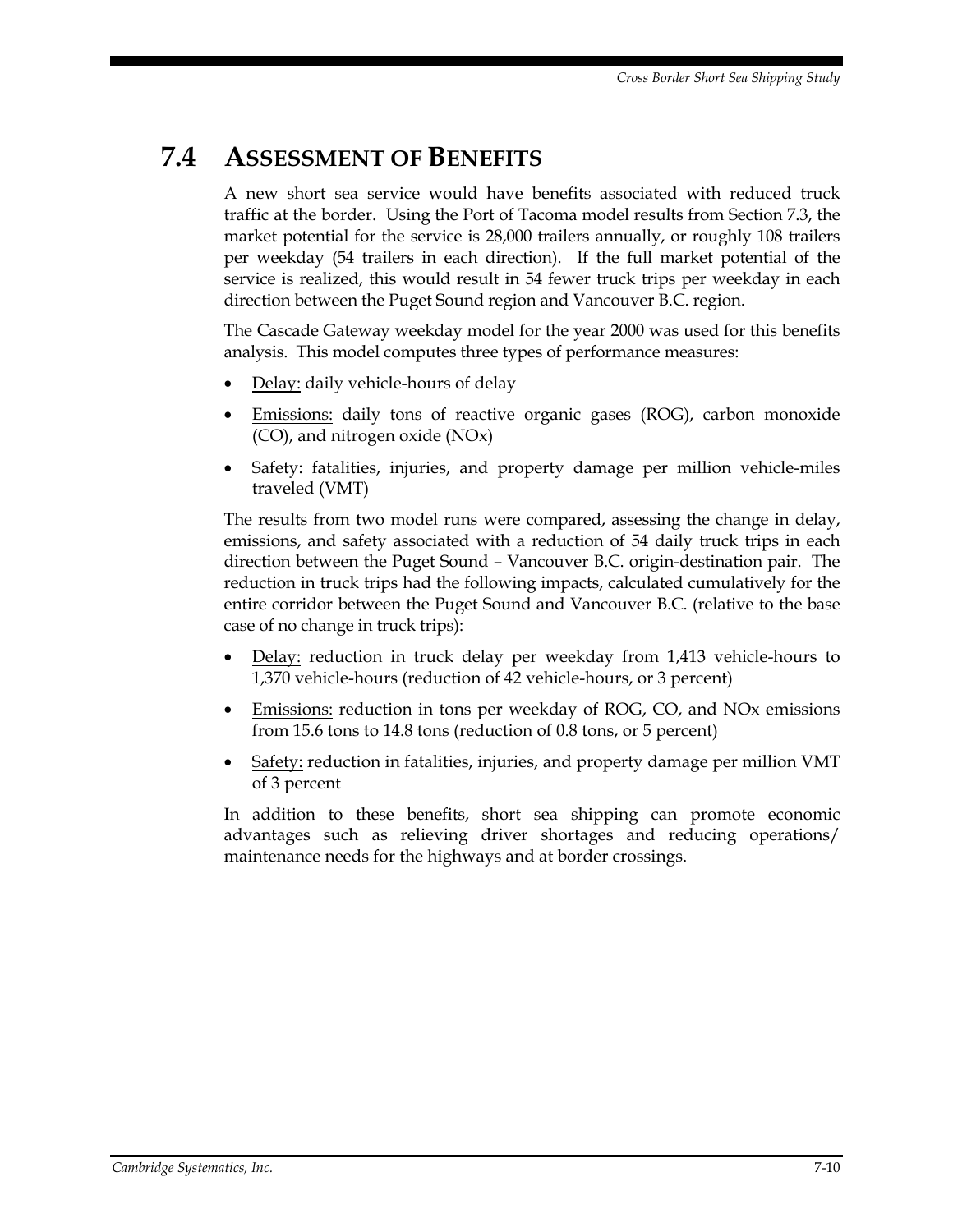## 7.4 Assessment of Benefits

A new short sea service would have benefits associated with reduced truck traffic at the border. Using the Port of Tacoma model results from Section 7.3, the market potential for the service is 28,000 trailers annually, or roughly 108 trailers per weekday (54 trailers in each direction). If the full market potential of the service is realized, this would result in 54 fewer truck trips per weekday in each direction between the Puget Sound region and Vancouver B.C. region.

The Cascade Gateway weekday model for the year 2000 was used for this benefits analysis. This model computes three types of performance measures:

- Delay: daily vehicle-hours of delay
- Emissions: daily tons of reactive organic gases (ROG), carbon monoxide (CO), and nitrogen oxide (NOx)
- Safety: fatalities, injuries, and property damage per million vehicle-miles traveled (VMT)

The results from two model runs were compared, assessing the change in delay, emissions, and safety associated with a reduction of 54 daily truck trips in each direction between the Puget Sound – Vancouver B.C. origin-destination pair. The reduction in truck trips had the following impacts, calculated cumulatively for the entire corridor between the Puget Sound and Vancouver B.C. (relative to the base case of no change in truck trips):

- Delay: reduction in truck delay per weekday from 1,413 vehicle-hours to 1,370 vehicle-hours (reduction of 42 vehicle-hours, or 3 percent)
- Emissions: reduction in tons per weekday of ROG, CO, and NOx emissions from 15.6 tons to 14.8 tons (reduction of 0.8 tons, or 5 percent)
- Safety: reduction in fatalities, injuries, and property damage per million VMT of 3 percent

In addition to these benefits, short sea shipping can promote economic advantages such as relieving driver shortages and reducing operations/ maintenance needs for the highways and at border crossings.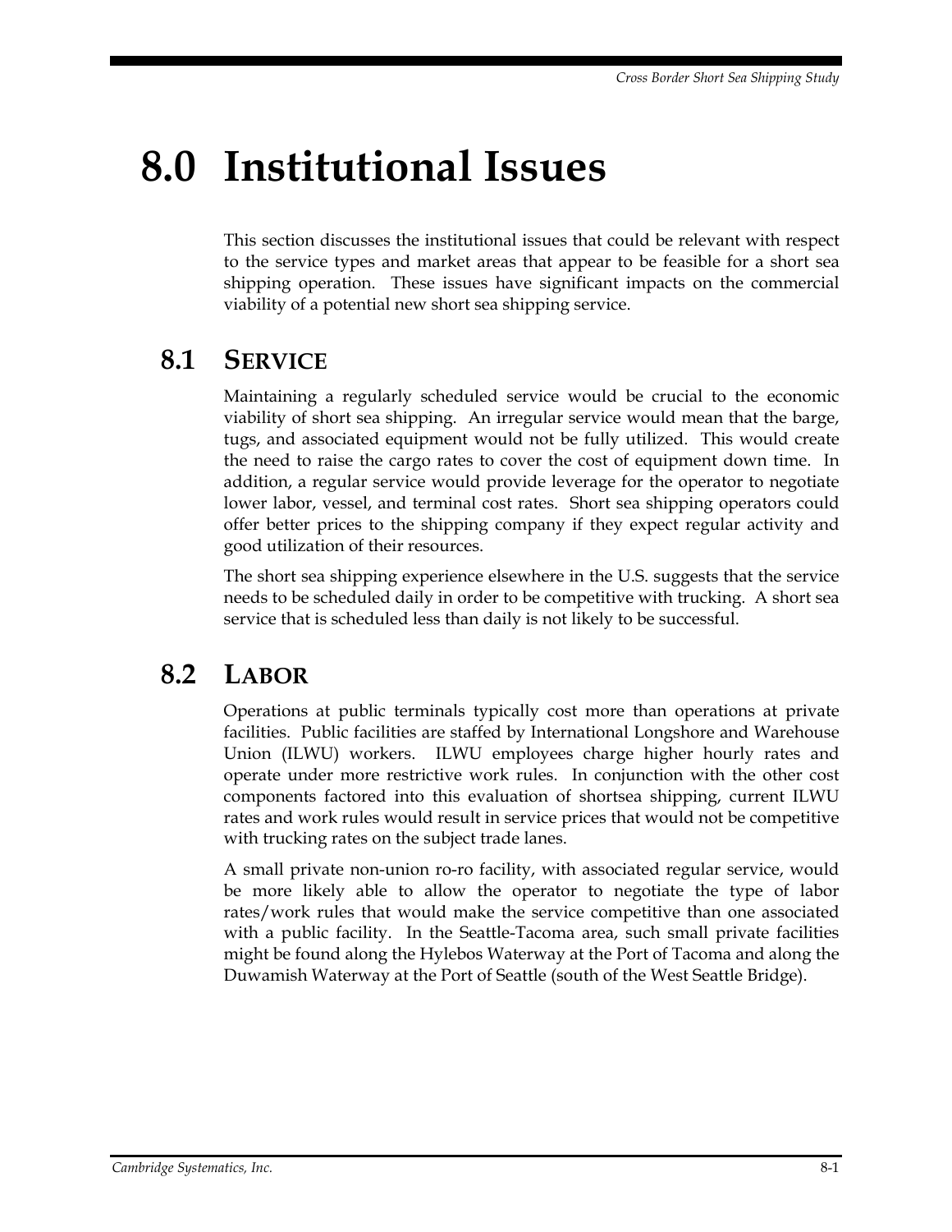# 8.0 Institutional Issues

This section discusses the institutional issues that could be relevant with respect to the service types and market areas that appear to be feasible for a short sea shipping operation. These issues have significant impacts on the commercial viability of a potential new short sea shipping service.

## 8.1 Service

Maintaining a regularly scheduled service would be crucial to the economic viability of short sea shipping. An irregular service would mean that the barge, tugs, and associated equipment would not be fully utilized. This would create the need to raise the cargo rates to cover the cost of equipment down time. In addition, a regular service would provide leverage for the operator to negotiate lower labor, vessel, and terminal cost rates. Short sea shipping operators could offer better prices to the shipping company if they expect regular activity and good utilization of their resources.

The short sea shipping experience elsewhere in the U.S. suggests that the service needs to be scheduled daily in order to be competitive with trucking. A short sea service that is scheduled less than daily is not likely to be successful.

## 8.2 Labor

Operations at public terminals typically cost more than operations at private facilities. Public facilities are staffed by International Longshore and Warehouse Union (ILWU) workers. ILWU employees charge higher hourly rates and operate under more restrictive work rules. In conjunction with the other cost components factored into this evaluation of shortsea shipping, current ILWU rates and work rules would result in service prices that would not be competitive with trucking rates on the subject trade lanes.

A small private non-union ro-ro facility, with associated regular service, would be more likely able to allow the operator to negotiate the type of labor rates/work rules that would make the service competitive than one associated with a public facility. In the Seattle-Tacoma area, such small private facilities might be found along the Hylebos Waterway at the Port of Tacoma and along the Duwamish Waterway at the Port of Seattle (south of the West Seattle Bridge).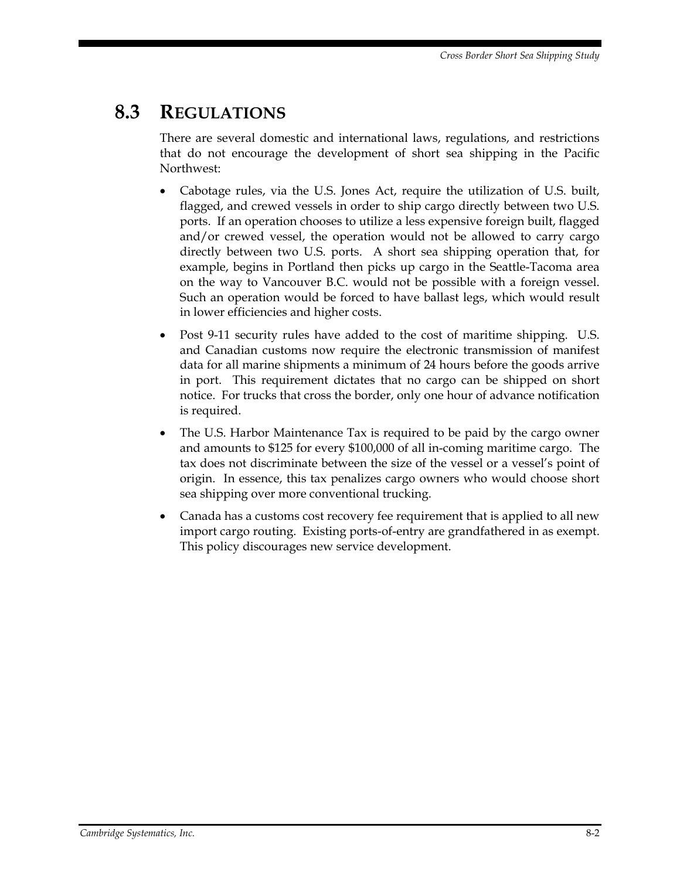## 8.3 REGULATIONS

There are several domestic and international laws, regulations, and restrictions that do not encourage the development of short sea shipping in the Pacific Northwest:

- Cabotage rules, via the U.S. Jones Act, require the utilization of U.S. built, flagged, and crewed vessels in order to ship cargo directly between two U.S. ports. If an operation chooses to utilize a less expensive foreign built, flagged and/or crewed vessel, the operation would not be allowed to carry cargo directly between two U.S. ports. A short sea shipping operation that, for example, begins in Portland then picks up cargo in the Seattle-Tacoma area on the way to Vancouver B.C. would not be possible with a foreign vessel. Such an operation would be forced to have ballast legs, which would result in lower efficiencies and higher costs.
- Post 9-11 security rules have added to the cost of maritime shipping. U.S. and Canadian customs now require the electronic transmission of manifest data for all marine shipments a minimum of 24 hours before the goods arrive in port. This requirement dictates that no cargo can be shipped on short notice. For trucks that cross the border, only one hour of advance notification is required.
- The U.S. Harbor Maintenance Tax is required to be paid by the cargo owner and amounts to $125 for every $100,000 of all in-coming maritime cargo. The tax does not discriminate between the size of the vessel or a vessel's point of origin. In essence, this tax penalizes cargo owners who would choose short sea shipping over more conventional trucking.
- Canada has a customs cost recovery fee requirement that is applied to all new import cargo routing. Existing ports-of-entry are grandfathered in as exempt. This policy discourages new service development.